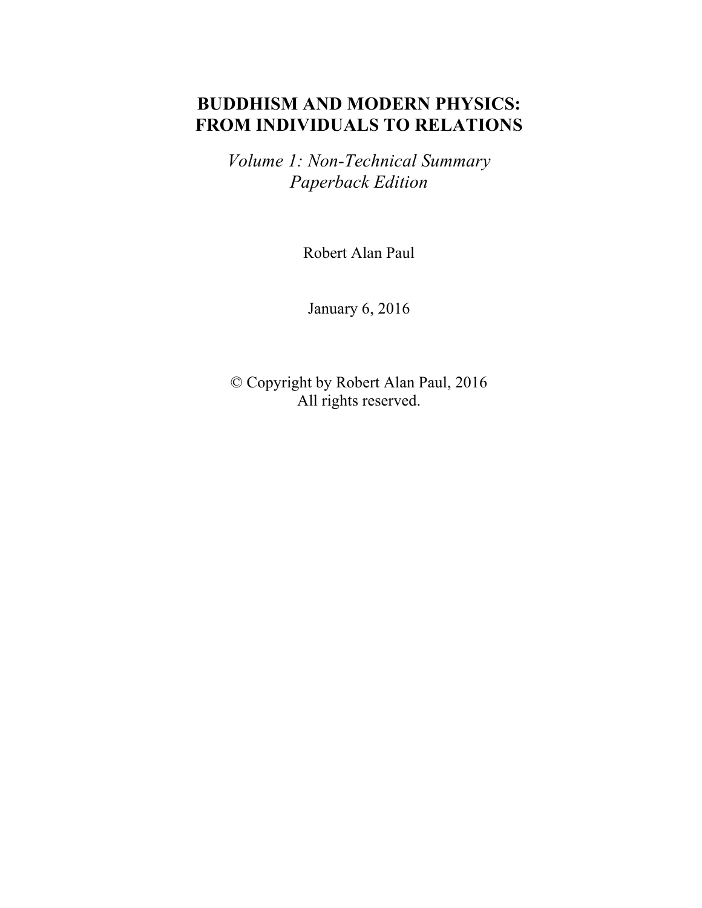# BUDDHISM AND MODERN PHYSICS: FROM INDIVIDUALS TO RELATIONS

*Volume 1: Non-Technical Summary*
*Paperback Edition*

Robert Alan Paul

January 6, 2016

© Copyright by Robert Alan Paul, 2016
All rights reserved.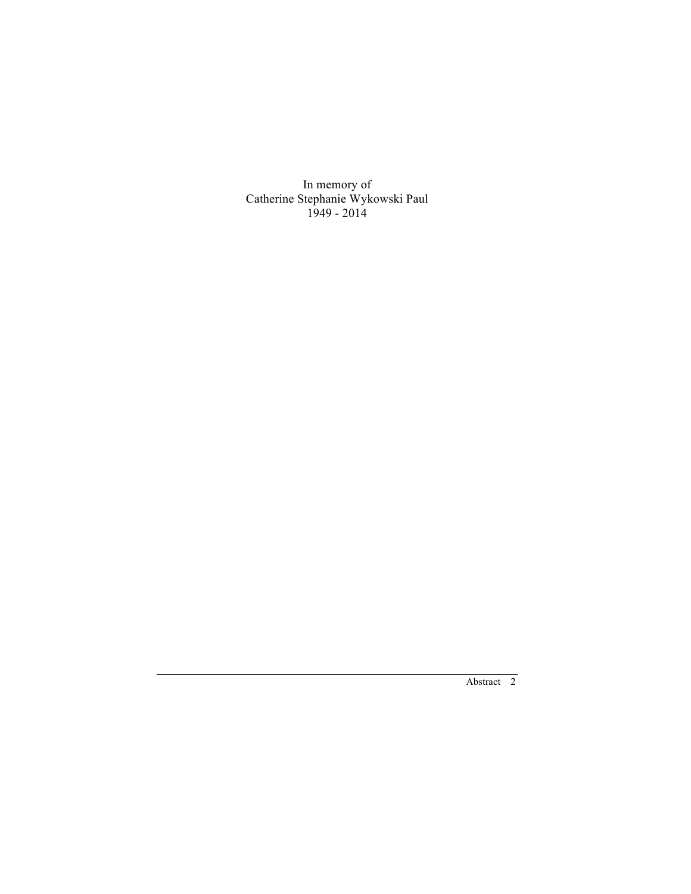In memory of
Catherine Stephanie Wykowski Paul
1949 - 2014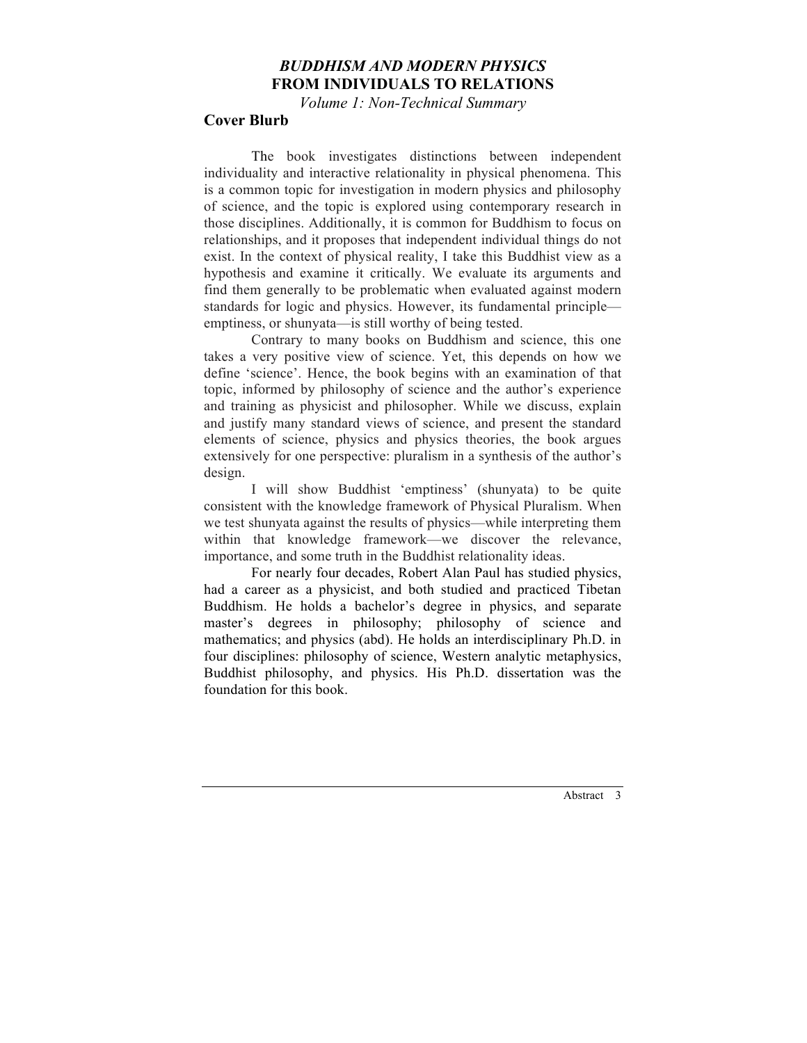# *BUDDHISM AND MODERN PHYSICS*
# FROM INDIVIDUALS TO RELATIONS

*Volume 1: Non-Technical Summary*

## Cover Blurb

The book investigates distinctions between independent individuality and interactive relationality in physical phenomena. This is a common topic for investigation in modern physics and philosophy of science, and the topic is explored using contemporary research in those disciplines. Additionally, it is common for Buddhism to focus on relationships, and it proposes that independent individual things do not exist. In the context of physical reality, I take this Buddhist view as a hypothesis and examine it critically. We evaluate its arguments and find them generally to be problematic when evaluated against modern standards for logic and physics. However, its fundamental principle—emptiness, or shunyata—is still worthy of being tested.

Contrary to many books on Buddhism and science, this one takes a very positive view of science. Yet, this depends on how we define 'science'. Hence, the book begins with an examination of that topic, informed by philosophy of science and the author's experience and training as physicist and philosopher. While we discuss, explain and justify many standard views of science, and present the standard elements of science, physics and physics theories, the book argues extensively for one perspective: pluralism in a synthesis of the author's design.

I will show Buddhist 'emptiness' (shunyata) to be quite consistent with the knowledge framework of Physical Pluralism. When we test shunyata against the results of physics—while interpreting them within that knowledge framework—we discover the relevance, importance, and some truth in the Buddhist relationality ideas.

For nearly four decades, Robert Alan Paul has studied physics, had a career as a physicist, and both studied and practiced Tibetan Buddhism. He holds a bachelor's degree in physics, and separate master's degrees in philosophy; philosophy of science and mathematics; and physics (abd). He holds an interdisciplinary Ph.D. in four disciplines: philosophy of science, Western analytic metaphysics, Buddhist philosophy, and physics. His Ph.D. dissertation was the foundation for this book.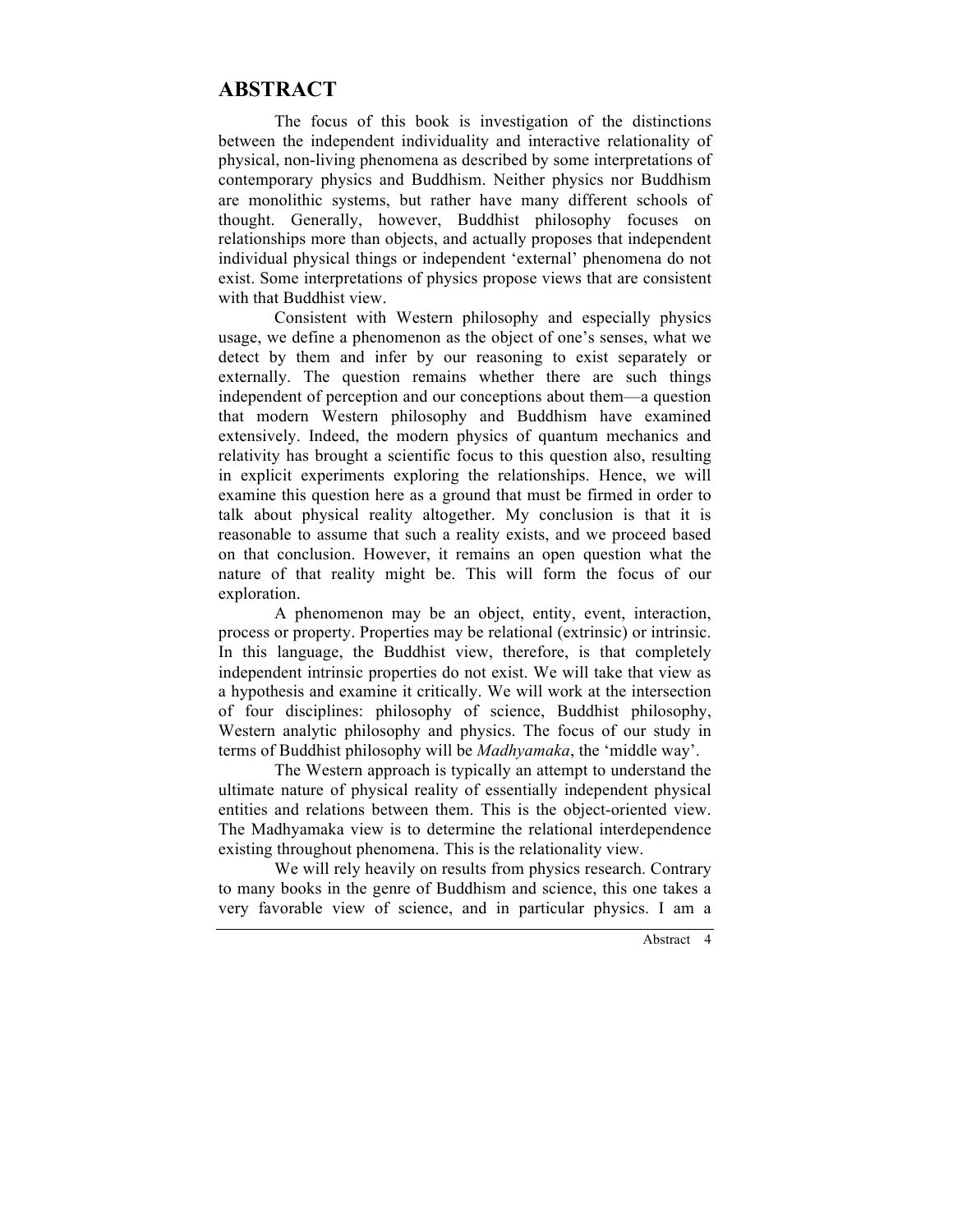## ABSTRACT

The focus of this book is investigation of the distinctions between the independent individuality and interactive relationality of physical, non-living phenomena as described by some interpretations of contemporary physics and Buddhism. Neither physics nor Buddhism are monolithic systems, but rather have many different schools of thought. Generally, however, Buddhist philosophy focuses on relationships more than objects, and actually proposes that independent individual physical things or independent 'external' phenomena do not exist. Some interpretations of physics propose views that are consistent with that Buddhist view.

Consistent with Western philosophy and especially physics usage, we define a phenomenon as the object of one's senses, what we detect by them and infer by our reasoning to exist separately or externally. The question remains whether there are such things independent of perception and our conceptions about them—a question that modern Western philosophy and Buddhism have examined extensively. Indeed, the modern physics of quantum mechanics and relativity has brought a scientific focus to this question also, resulting in explicit experiments exploring the relationships. Hence, we will examine this question here as a ground that must be firmed in order to talk about physical reality altogether. My conclusion is that it is reasonable to assume that such a reality exists, and we proceed based on that conclusion. However, it remains an open question what the nature of that reality might be. This will form the focus of our exploration.

A phenomenon may be an object, entity, event, interaction, process or property. Properties may be relational (extrinsic) or intrinsic. In this language, the Buddhist view, therefore, is that completely independent intrinsic properties do not exist. We will take that view as a hypothesis and examine it critically. We will work at the intersection of four disciplines: philosophy of science, Buddhist philosophy, Western analytic philosophy and physics. The focus of our study in terms of Buddhist philosophy will be *Madhyamaka*, the 'middle way'.

The Western approach is typically an attempt to understand the ultimate nature of physical reality of essentially independent physical entities and relations between them. This is the object-oriented view. The Madhyamaka view is to determine the relational interdependence existing throughout phenomena. This is the relationality view.

We will rely heavily on results from physics research. Contrary to many books in the genre of Buddhism and science, this one takes a very favorable view of science, and in particular physics. I am a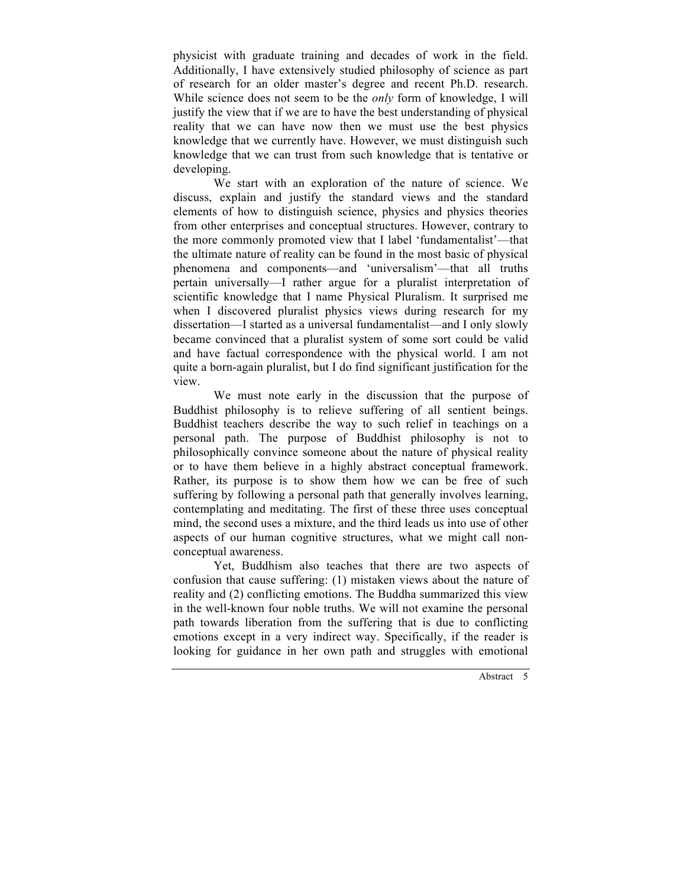physicist with graduate training and decades of work in the field. Additionally, I have extensively studied philosophy of science as part of research for an older master's degree and recent Ph.D. research. While science does not seem to be the *only* form of knowledge, I will justify the view that if we are to have the best understanding of physical reality that we can have now then we must use the best physics knowledge that we currently have. However, we must distinguish such knowledge that we can trust from such knowledge that is tentative or developing.

We start with an exploration of the nature of science. We discuss, explain and justify the standard views and the standard elements of how to distinguish science, physics and physics theories from other enterprises and conceptual structures. However, contrary to the more commonly promoted view that I label 'fundamentalist'—that the ultimate nature of reality can be found in the most basic of physical phenomena and components—and 'universalism'—that all truths pertain universally—I rather argue for a pluralist interpretation of scientific knowledge that I name Physical Pluralism. It surprised me when I discovered pluralist physics views during research for my dissertation—I started as a universal fundamentalist—and I only slowly became convinced that a pluralist system of some sort could be valid and have factual correspondence with the physical world. I am not quite a born-again pluralist, but I do find significant justification for the view.

We must note early in the discussion that the purpose of Buddhist philosophy is to relieve suffering of all sentient beings. Buddhist teachers describe the way to such relief in teachings on a personal path. The purpose of Buddhist philosophy is not to philosophically convince someone about the nature of physical reality or to have them believe in a highly abstract conceptual framework. Rather, its purpose is to show them how we can be free of such suffering by following a personal path that generally involves learning, contemplating and meditating. The first of these three uses conceptual mind, the second uses a mixture, and the third leads us into use of other aspects of our human cognitive structures, what we might call non-conceptual awareness.

Yet, Buddhism also teaches that there are two aspects of confusion that cause suffering: (1) mistaken views about the nature of reality and (2) conflicting emotions. The Buddha summarized this view in the well-known four noble truths. We will not examine the personal path towards liberation from the suffering that is due to conflicting emotions except in a very indirect way. Specifically, if the reader is looking for guidance in her own path and struggles with emotional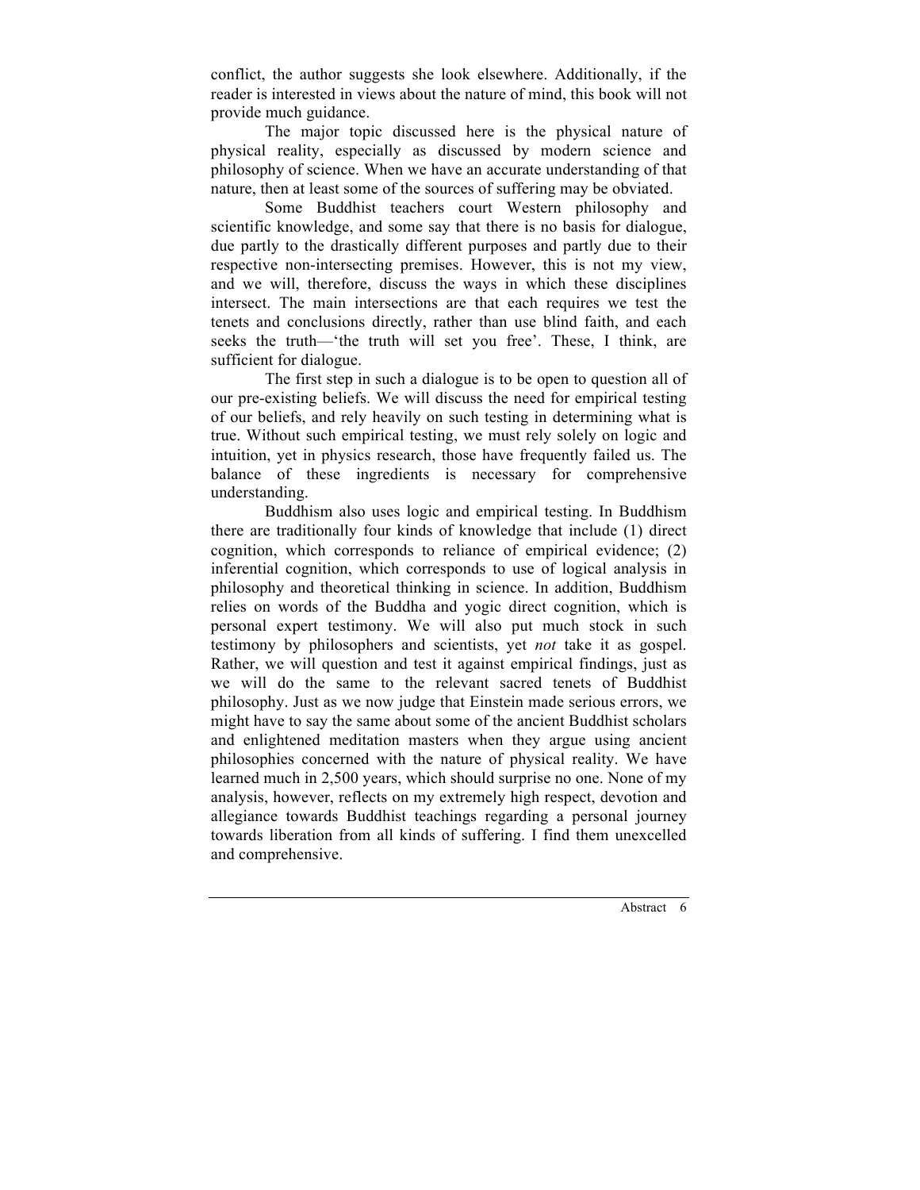conflict, the author suggests she look elsewhere. Additionally, if the reader is interested in views about the nature of mind, this book will not provide much guidance.

The major topic discussed here is the physical nature of physical reality, especially as discussed by modern science and philosophy of science. When we have an accurate understanding of that nature, then at least some of the sources of suffering may be obviated.

Some Buddhist teachers court Western philosophy and scientific knowledge, and some say that there is no basis for dialogue, due partly to the drastically different purposes and partly due to their respective non-intersecting premises. However, this is not my view, and we will, therefore, discuss the ways in which these disciplines intersect. The main intersections are that each requires we test the tenets and conclusions directly, rather than use blind faith, and each seeks the truth—'the truth will set you free'. These, I think, are sufficient for dialogue.

The first step in such a dialogue is to be open to question all of our pre-existing beliefs. We will discuss the need for empirical testing of our beliefs, and rely heavily on such testing in determining what is true. Without such empirical testing, we must rely solely on logic and intuition, yet in physics research, those have frequently failed us. The balance of these ingredients is necessary for comprehensive understanding.

Buddhism also uses logic and empirical testing. In Buddhism there are traditionally four kinds of knowledge that include (1) direct cognition, which corresponds to reliance of empirical evidence; (2) inferential cognition, which corresponds to use of logical analysis in philosophy and theoretical thinking in science. In addition, Buddhism relies on words of the Buddha and yogic direct cognition, which is personal expert testimony. We will also put much stock in such testimony by philosophers and scientists, yet *not* take it as gospel. Rather, we will question and test it against empirical findings, just as we will do the same to the relevant sacred tenets of Buddhist philosophy. Just as we now judge that Einstein made serious errors, we might have to say the same about some of the ancient Buddhist scholars and enlightened meditation masters when they argue using ancient philosophies concerned with the nature of physical reality. We have learned much in 2,500 years, which should surprise no one. None of my analysis, however, reflects on my extremely high respect, devotion and allegiance towards Buddhist teachings regarding a personal journey towards liberation from all kinds of suffering. I find them unexcelled and comprehensive.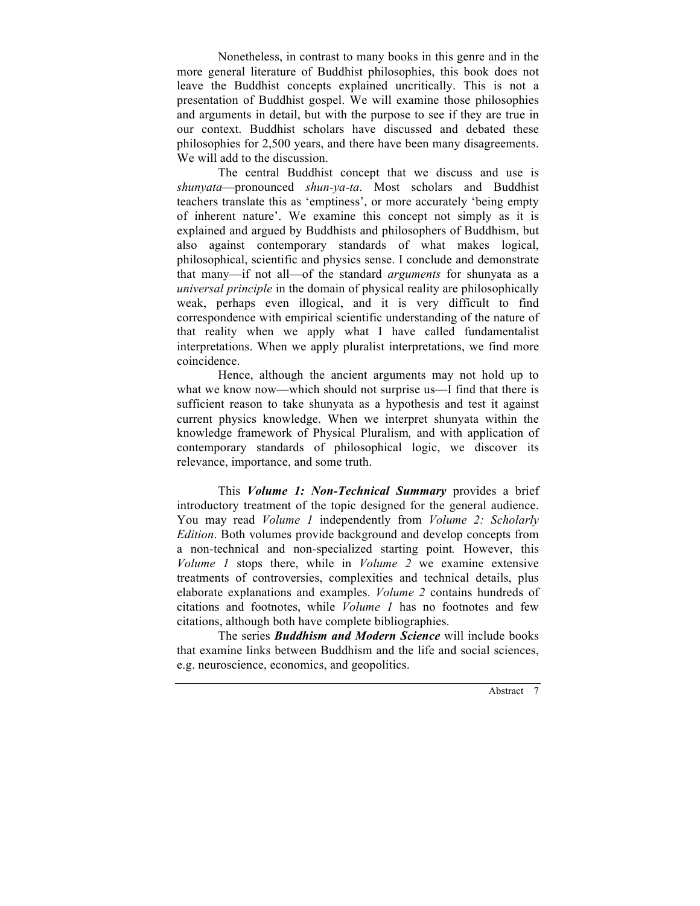Nonetheless, in contrast to many books in this genre and in the more general literature of Buddhist philosophies, this book does not leave the Buddhist concepts explained uncritically. This is not a presentation of Buddhist gospel. We will examine those philosophies and arguments in detail, but with the purpose to see if they are true in our context. Buddhist scholars have discussed and debated these philosophies for 2,500 years, and there have been many disagreements. We will add to the discussion.

The central Buddhist concept that we discuss and use is *shunyata*—pronounced *shun-ya-ta*. Most scholars and Buddhist teachers translate this as 'emptiness', or more accurately 'being empty of inherent nature'. We examine this concept not simply as it is explained and argued by Buddhists and philosophers of Buddhism, but also against contemporary standards of what makes logical, philosophical, scientific and physics sense. I conclude and demonstrate that many—if not all—of the standard *arguments* for shunyata as a *universal principle* in the domain of physical reality are philosophically weak, perhaps even illogical, and it is very difficult to find correspondence with empirical scientific understanding of the nature of that reality when we apply what I have called fundamentalist interpretations. When we apply pluralist interpretations, we find more coincidence.

Hence, although the ancient arguments may not hold up to what we know now—which should not surprise us—I find that there is sufficient reason to take shunyata as a hypothesis and test it against current physics knowledge. When we interpret shunyata within the knowledge framework of Physical Pluralism, and with application of contemporary standards of philosophical logic, we discover its relevance, importance, and some truth.

This ***Volume 1: Non-Technical Summary*** provides a brief introductory treatment of the topic designed for the general audience. You may read *Volume 1* independently from *Volume 2: Scholarly Edition*. Both volumes provide background and develop concepts from a non-technical and non-specialized starting point. However, this *Volume 1* stops there, while in *Volume 2* we examine extensive treatments of controversies, complexities and technical details, plus elaborate explanations and examples. *Volume 2* contains hundreds of citations and footnotes, while *Volume 1* has no footnotes and few citations, although both have complete bibliographies.

The series ***Buddhism and Modern Science*** will include books that examine links between Buddhism and the life and social sciences, e.g. neuroscience, economics, and geopolitics.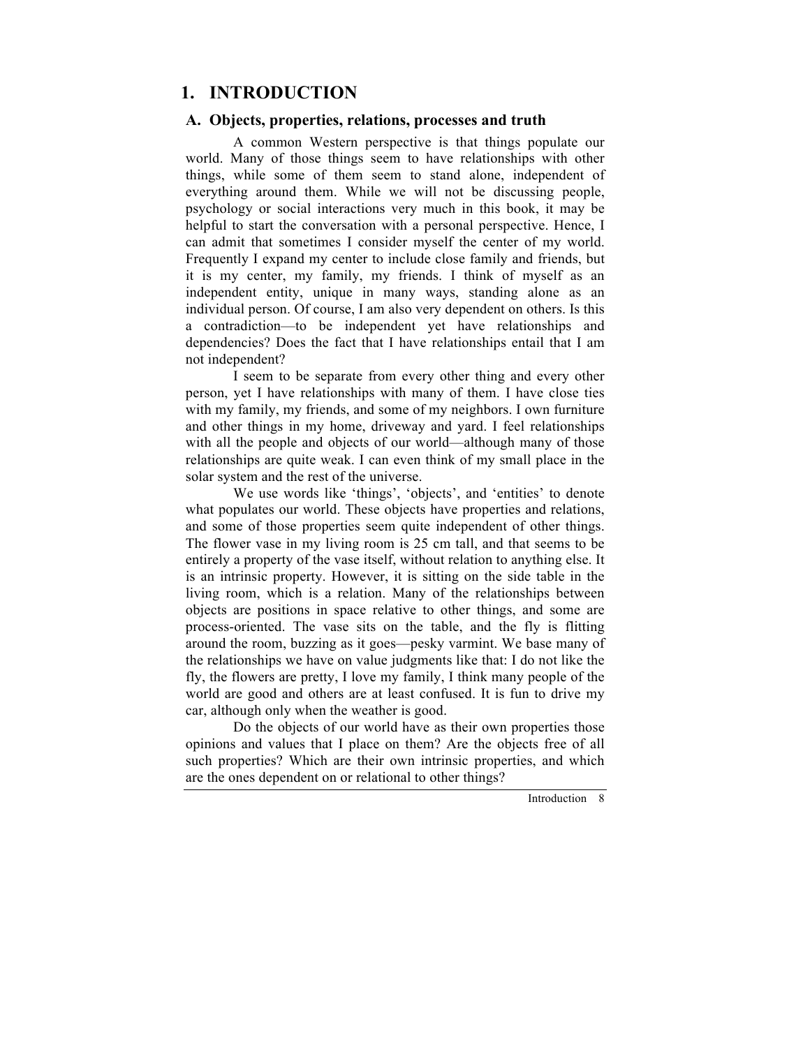# 1. INTRODUCTION

## A. Objects, properties, relations, processes and truth

A common Western perspective is that things populate our world. Many of those things seem to have relationships with other things, while some of them seem to stand alone, independent of everything around them. While we will not be discussing people, psychology or social interactions very much in this book, it may be helpful to start the conversation with a personal perspective. Hence, I can admit that sometimes I consider myself the center of my world. Frequently I expand my center to include close family and friends, but it is my center, my family, my friends. I think of myself as an independent entity, unique in many ways, standing alone as an individual person. Of course, I am also very dependent on others. Is this a contradiction—to be independent yet have relationships and dependencies? Does the fact that I have relationships entail that I am not independent?

I seem to be separate from every other thing and every other person, yet I have relationships with many of them. I have close ties with my family, my friends, and some of my neighbors. I own furniture and other things in my home, driveway and yard. I feel relationships with all the people and objects of our world—although many of those relationships are quite weak. I can even think of my small place in the solar system and the rest of the universe.

We use words like 'things', 'objects', and 'entities' to denote what populates our world. These objects have properties and relations, and some of those properties seem quite independent of other things. The flower vase in my living room is 25 cm tall, and that seems to be entirely a property of the vase itself, without relation to anything else. It is an intrinsic property. However, it is sitting on the side table in the living room, which is a relation. Many of the relationships between objects are positions in space relative to other things, and some are process-oriented. The vase sits on the table, and the fly is flitting around the room, buzzing as it goes—pesky varmint. We base many of the relationships we have on value judgments like that: I do not like the fly, the flowers are pretty, I love my family, I think many people of the world are good and others are at least confused. It is fun to drive my car, although only when the weather is good.

Do the objects of our world have as their own properties those opinions and values that I place on them? Are the objects free of all such properties? Which are their own intrinsic properties, and which are the ones dependent on or relational to other things?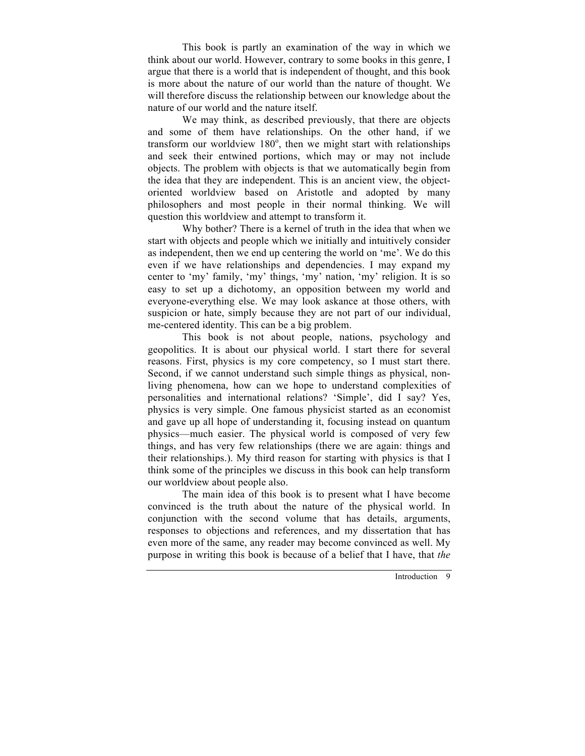This book is partly an examination of the way in which we think about our world. However, contrary to some books in this genre, I argue that there is a world that is independent of thought, and this book is more about the nature of our world than the nature of thought. We will therefore discuss the relationship between our knowledge about the nature of our world and the nature itself.

We may think, as described previously, that there are objects and some of them have relationships. On the other hand, if we transform our worldview 180$^{o}$, then we might start with relationships and seek their entwined portions, which may or may not include objects. The problem with objects is that we automatically begin from the idea that they are independent. This is an ancient view, the object-oriented worldview based on Aristotle and adopted by many philosophers and most people in their normal thinking. We will question this worldview and attempt to transform it.

Why bother? There is a kernel of truth in the idea that when we start with objects and people which we initially and intuitively consider as independent, then we end up centering the world on 'me'. We do this even if we have relationships and dependencies. I may expand my center to 'my' family, 'my' things, 'my' nation, 'my' religion. It is so easy to set up a dichotomy, an opposition between my world and everyone-everything else. We may look askance at those others, with suspicion or hate, simply because they are not part of our individual, me-centered identity. This can be a big problem.

This book is not about people, nations, psychology and geopolitics. It is about our physical world. I start there for several reasons. First, physics is my core competency, so I must start there. Second, if we cannot understand such simple things as physical, non-living phenomena, how can we hope to understand complexities of personalities and international relations? 'Simple', did I say? Yes, physics is very simple. One famous physicist started as an economist and gave up all hope of understanding it, focusing instead on quantum physics—much easier. The physical world is composed of very few things, and has very few relationships (there we are again: things and their relationships.). My third reason for starting with physics is that I think some of the principles we discuss in this book can help transform our worldview about people also.

The main idea of this book is to present what I have become convinced is the truth about the nature of the physical world. In conjunction with the second volume that has details, arguments, responses to objections and references, and my dissertation that has even more of the same, any reader may become convinced as well. My purpose in writing this book is because of a belief that I have, that *the*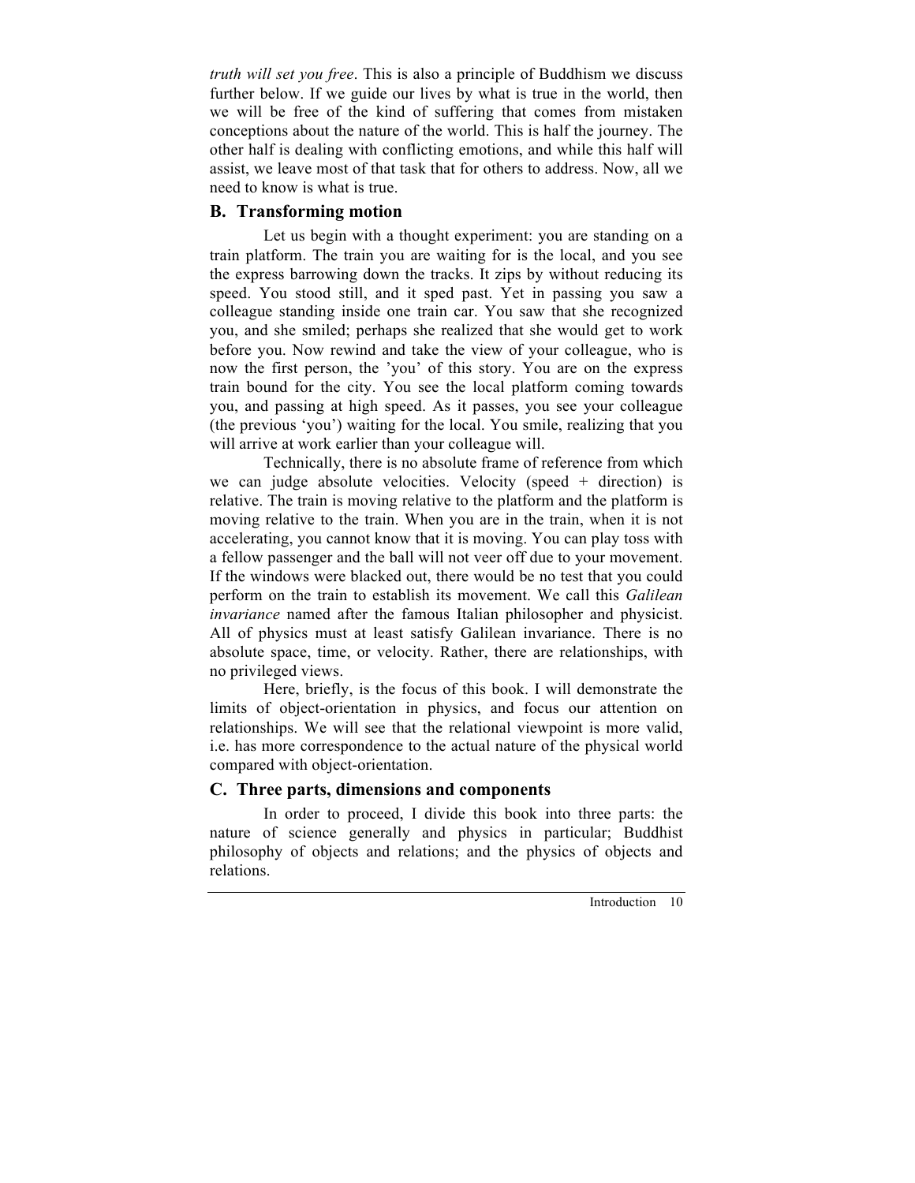*truth will set you free*. This is also a principle of Buddhism we discuss further below. If we guide our lives by what is true in the world, then we will be free of the kind of suffering that comes from mistaken conceptions about the nature of the world. This is half the journey. The other half is dealing with conflicting emotions, and while this half will assist, we leave most of that task that for others to address. Now, all we need to know is what is true.

## B. Transforming motion

Let us begin with a thought experiment: you are standing on a train platform. The train you are waiting for is the local, and you see the express barrowing down the tracks. It zips by without reducing its speed. You stood still, and it sped past. Yet in passing you saw a colleague standing inside one train car. You saw that she recognized you, and she smiled; perhaps she realized that she would get to work before you. Now rewind and take the view of your colleague, who is now the first person, the 'you' of this story. You are on the express train bound for the city. You see the local platform coming towards you, and passing at high speed. As it passes, you see your colleague (the previous 'you') waiting for the local. You smile, realizing that you will arrive at work earlier than your colleague will.

Technically, there is no absolute frame of reference from which we can judge absolute velocities. Velocity (speed + direction) is relative. The train is moving relative to the platform and the platform is moving relative to the train. When you are in the train, when it is not accelerating, you cannot know that it is moving. You can play toss with a fellow passenger and the ball will not veer off due to your movement. If the windows were blacked out, there would be no test that you could perform on the train to establish its movement. We call this *Galilean invariance* named after the famous Italian philosopher and physicist. All of physics must at least satisfy Galilean invariance. There is no absolute space, time, or velocity. Rather, there are relationships, with no privileged views.

Here, briefly, is the focus of this book. I will demonstrate the limits of object-orientation in physics, and focus our attention on relationships. We will see that the relational viewpoint is more valid, i.e. has more correspondence to the actual nature of the physical world compared with object-orientation.

## C. Three parts, dimensions and components

In order to proceed, I divide this book into three parts: the nature of science generally and physics in particular; Buddhist philosophy of objects and relations; and the physics of objects and relations.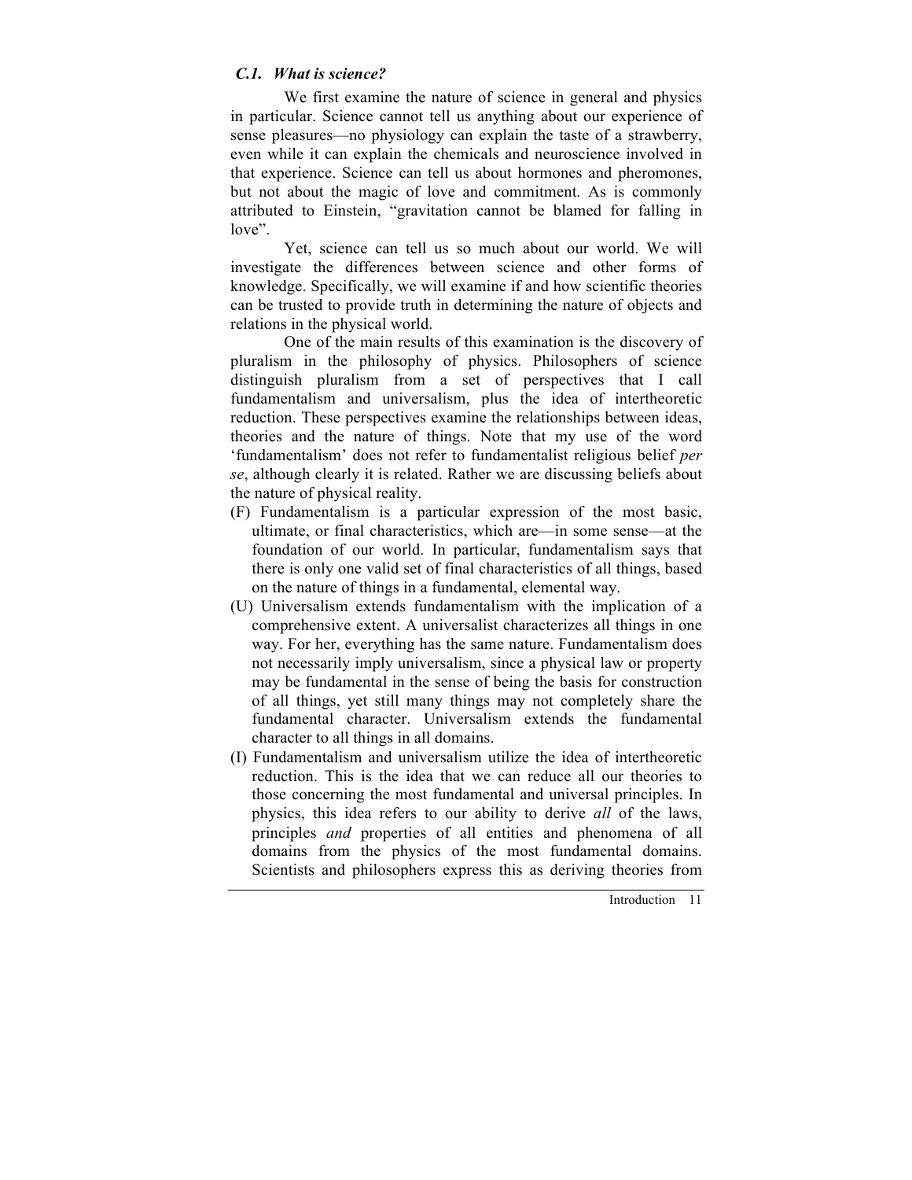### *C.1. What is science?*

We first examine the nature of science in general and physics in particular. Science cannot tell us anything about our experience of sense pleasures—no physiology can explain the taste of a strawberry, even while it can explain the chemicals and neuroscience involved in that experience. Science can tell us about hormones and pheromones, but not about the magic of love and commitment. As is commonly attributed to Einstein, "gravitation cannot be blamed for falling in love".

Yet, science can tell us so much about our world. We will investigate the differences between science and other forms of knowledge. Specifically, we will examine if and how scientific theories can be trusted to provide truth in determining the nature of objects and relations in the physical world.

One of the main results of this examination is the discovery of pluralism in the philosophy of physics. Philosophers of science distinguish pluralism from a set of perspectives that I call fundamentalism and universalism, plus the idea of intertheoretic reduction. These perspectives examine the relationships between ideas, theories and the nature of things. Note that my use of the word 'fundamentalism' does not refer to fundamentalist religious belief *per se*, although clearly it is related. Rather we are discussing beliefs about the nature of physical reality.

(F) Fundamentalism is a particular expression of the most basic, ultimate, or final characteristics, which are—in some sense—at the foundation of our world. In particular, fundamentalism says that there is only one valid set of final characteristics of all things, based on the nature of things in a fundamental, elemental way.

(U) Universalism extends fundamentalism with the implication of a comprehensive extent. A universalist characterizes all things in one way. For her, everything has the same nature. Fundamentalism does not necessarily imply universalism, since a physical law or property may be fundamental in the sense of being the basis for construction of all things, yet still many things may not completely share the fundamental character. Universalism extends the fundamental character to all things in all domains.

(I) Fundamentalism and universalism utilize the idea of intertheoretic reduction. This is the idea that we can reduce all our theories to those concerning the most fundamental and universal principles. In physics, this idea refers to our ability to derive *all* of the laws, principles *and* properties of all entities and phenomena of all domains from the physics of the most fundamental domains. Scientists and philosophers express this as deriving theories from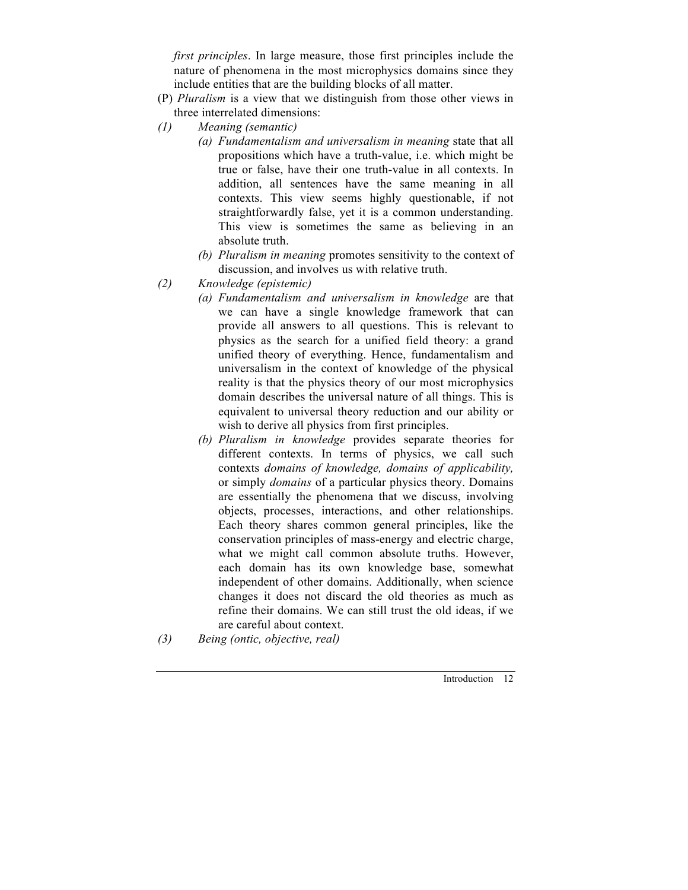*first principles*. In large measure, those first principles include the nature of phenomena in the most microphysics domains since they include entities that are the building blocks of all matter.

(P) *Pluralism* is a view that we distinguish from those other views in three interrelated dimensions:

*(1) Meaning (semantic)*

- *(a) Fundamentalism and universalism in meaning* state that all propositions which have a truth-value, i.e. which might be true or false, have their one truth-value in all contexts. In addition, all sentences have the same meaning in all contexts. This view seems highly questionable, if not straightforwardly false, yet it is a common understanding. This view is sometimes the same as believing in an absolute truth.
- *(b) Pluralism in meaning* promotes sensitivity to the context of discussion, and involves us with relative truth.

*(2) Knowledge (epistemic)*

- *(a) Fundamentalism and universalism in knowledge* are that we can have a single knowledge framework that can provide all answers to all questions. This is relevant to physics as the search for a unified field theory: a grand unified theory of everything. Hence, fundamentalism and universalism in the context of knowledge of the physical reality is that the physics theory of our most microphysics domain describes the universal nature of all things. This is equivalent to universal theory reduction and our ability or wish to derive all physics from first principles.
- *(b) Pluralism in knowledge* provides separate theories for different contexts. In terms of physics, we call such contexts *domains of knowledge, domains of applicability,* or simply *domains* of a particular physics theory. Domains are essentially the phenomena that we discuss, involving objects, processes, interactions, and other relationships. Each theory shares common general principles, like the conservation principles of mass-energy and electric charge, what we might call common absolute truths. However, each domain has its own knowledge base, somewhat independent of other domains. Additionally, when science changes it does not discard the old theories as much as refine their domains. We can still trust the old ideas, if we are careful about context.

*(3) Being (ontic, objective, real)*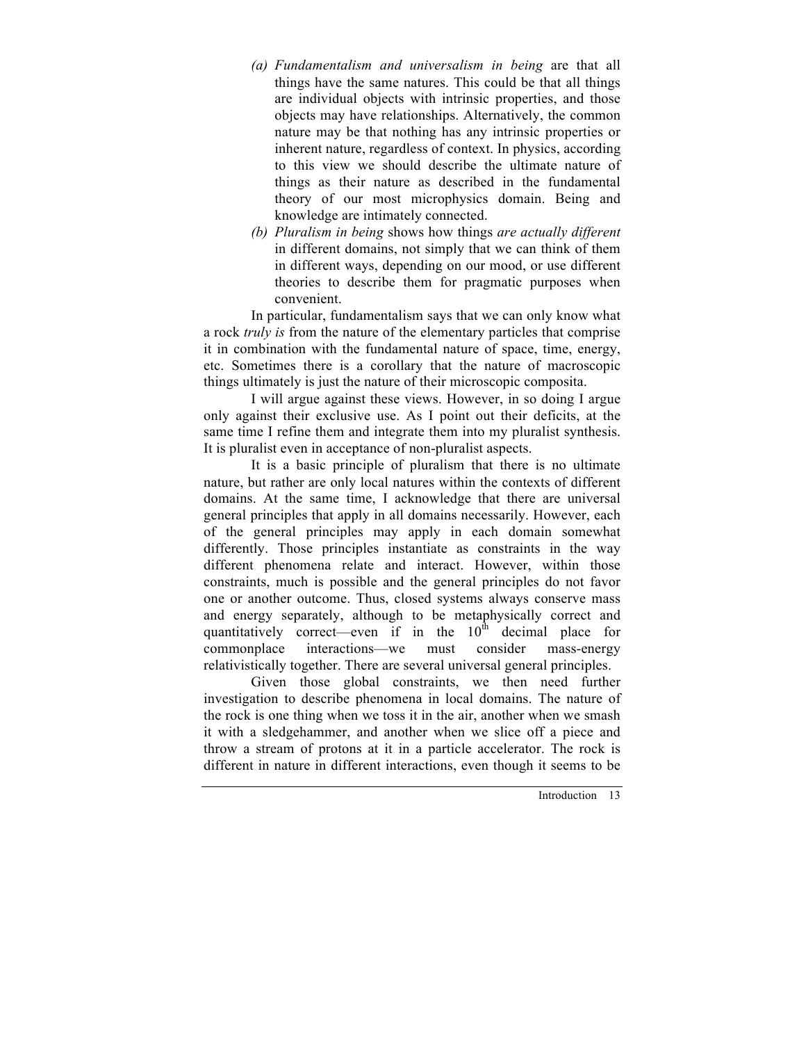(a) *Fundamentalism and universalism in being* are that all things have the same natures. This could be that all things are individual objects with intrinsic properties, and those objects may have relationships. Alternatively, the common nature may be that nothing has any intrinsic properties or inherent nature, regardless of context. In physics, according to this view we should describe the ultimate nature of things as their nature as described in the fundamental theory of our most microphysics domain. Being and knowledge are intimately connected.

(b) *Pluralism in being* shows how things *are actually different* in different domains, not simply that we can think of them in different ways, depending on our mood, or use different theories to describe them for pragmatic purposes when convenient.

In particular, fundamentalism says that we can only know what a rock *truly is* from the nature of the elementary particles that comprise it in combination with the fundamental nature of space, time, energy, etc. Sometimes there is a corollary that the nature of macroscopic things ultimately is just the nature of their microscopic composita.

I will argue against these views. However, in so doing I argue only against their exclusive use. As I point out their deficits, at the same time I refine them and integrate them into my pluralist synthesis. It is pluralist even in acceptance of non-pluralist aspects.

It is a basic principle of pluralism that there is no ultimate nature, but rather are only local natures within the contexts of different domains. At the same time, I acknowledge that there are universal general principles that apply in all domains necessarily. However, each of the general principles may apply in each domain somewhat differently. Those principles instantiate as constraints in the way different phenomena relate and interact. However, within those constraints, much is possible and the general principles do not favor one or another outcome. Thus, closed systems always conserve mass and energy separately, although to be metaphysically correct and quantitatively correct—even if in the $10^{th}$ decimal place for commonplace interactions—we must consider mass-energy relativistically together. There are several universal general principles.

Given those global constraints, we then need further investigation to describe phenomena in local domains. The nature of the rock is one thing when we toss it in the air, another when we smash it with a sledgehammer, and another when we slice off a piece and throw a stream of protons at it in a particle accelerator. The rock is different in nature in different interactions, even though it seems to be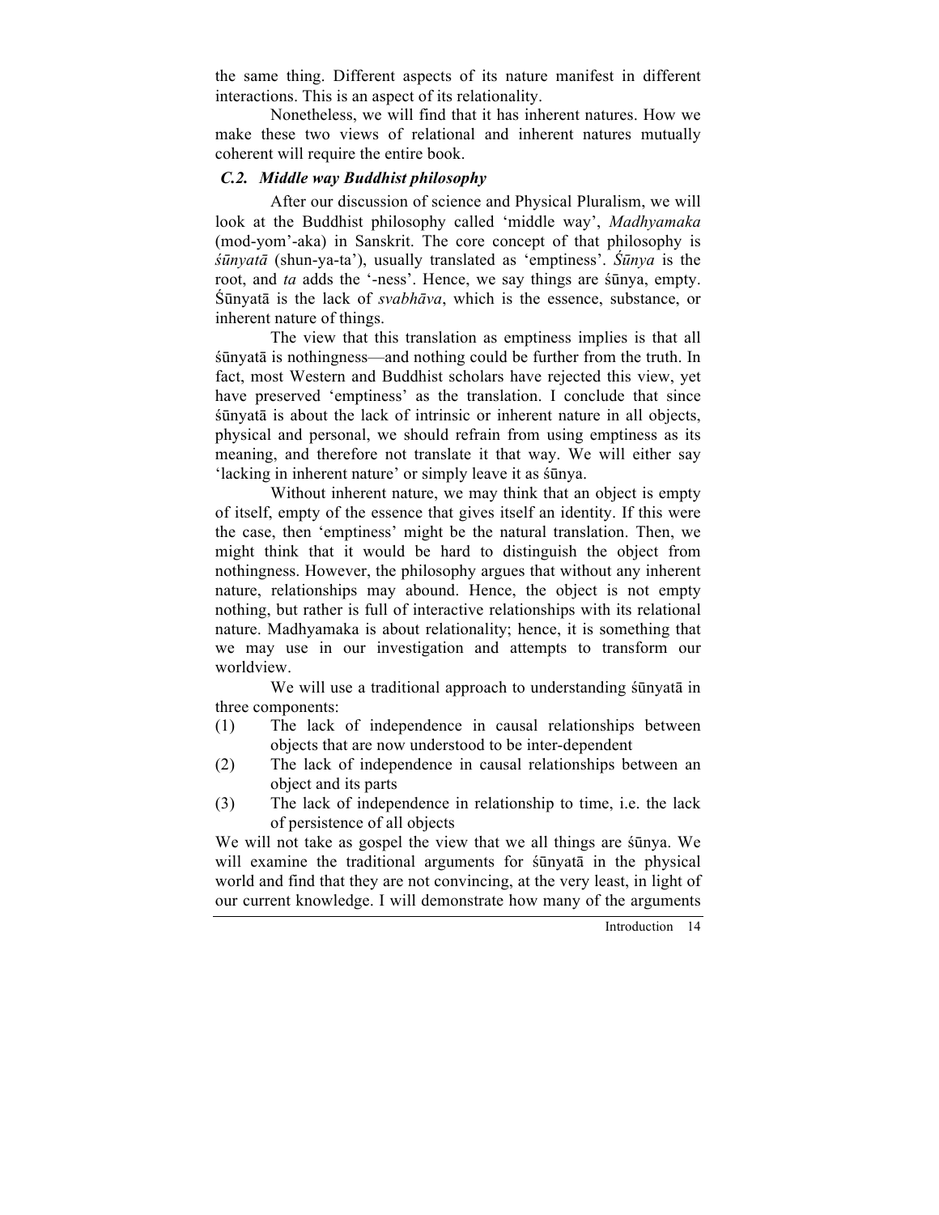the same thing. Different aspects of its nature manifest in different interactions. This is an aspect of its relationality.

Nonetheless, we will find that it has inherent natures. How we make these two views of relational and inherent natures mutually coherent will require the entire book.

### *C.2. Middle way Buddhist philosophy*

After our discussion of science and Physical Pluralism, we will look at the Buddhist philosophy called 'middle way', *Madhyamaka* (mod-yom'-aka) in Sanskrit. The core concept of that philosophy is *śūnyatā* (shun-ya-ta'), usually translated as 'emptiness'. *Śūnya* is the root, and *ta* adds the '-ness'. Hence, we say things are śūnya, empty. Śūnyatā is the lack of *svabhāva*, which is the essence, substance, or inherent nature of things.

The view that this translation as emptiness implies is that all śūnyatā is nothingness—and nothing could be further from the truth. In fact, most Western and Buddhist scholars have rejected this view, yet have preserved 'emptiness' as the translation. I conclude that since śūnyatā is about the lack of intrinsic or inherent nature in all objects, physical and personal, we should refrain from using emptiness as its meaning, and therefore not translate it that way. We will either say 'lacking in inherent nature' or simply leave it as śūnya.

Without inherent nature, we may think that an object is empty of itself, empty of the essence that gives itself an identity. If this were the case, then 'emptiness' might be the natural translation. Then, we might think that it would be hard to distinguish the object from nothingness. However, the philosophy argues that without any inherent nature, relationships may abound. Hence, the object is not empty nothing, but rather is full of interactive relationships with its relational nature. Madhyamaka is about relationality; hence, it is something that we may use in our investigation and attempts to transform our worldview.

We will use a traditional approach to understanding śūnyatā in three components:

(1) The lack of independence in causal relationships between objects that are now understood to be inter-dependent
(2) The lack of independence in causal relationships between an object and its parts
(3) The lack of independence in relationship to time, i.e. the lack of persistence of all objects

We will not take as gospel the view that we all things are śūnya. We will examine the traditional arguments for śūnyatā in the physical world and find that they are not convincing, at the very least, in light of our current knowledge. I will demonstrate how many of the arguments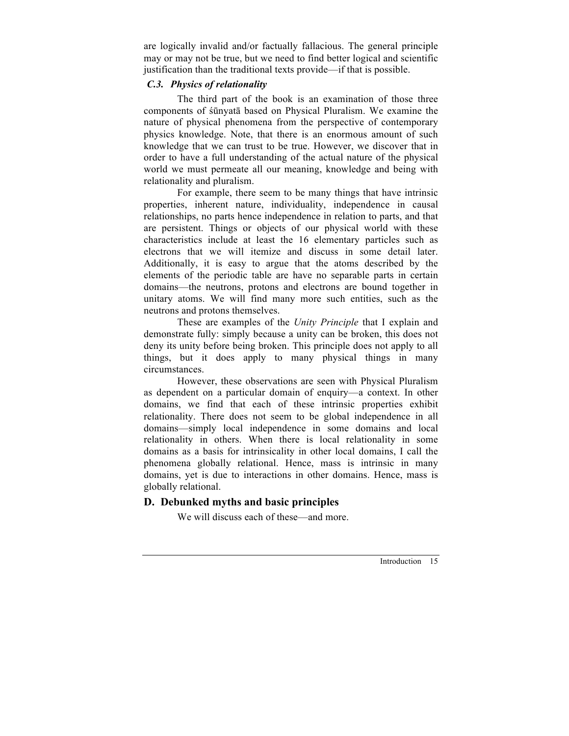are logically invalid and/or factually fallacious. The general principle may or may not be true, but we need to find better logical and scientific justification than the traditional texts provide—if that is possible.

### *C.3. Physics of relationality*

The third part of the book is an examination of those three components of śūnyatā based on Physical Pluralism. We examine the nature of physical phenomena from the perspective of contemporary physics knowledge. Note, that there is an enormous amount of such knowledge that we can trust to be true. However, we discover that in order to have a full understanding of the actual nature of the physical world we must permeate all our meaning, knowledge and being with relationality and pluralism.

For example, there seem to be many things that have intrinsic properties, inherent nature, individuality, independence in causal relationships, no parts hence independence in relation to parts, and that are persistent. Things or objects of our physical world with these characteristics include at least the 16 elementary particles such as electrons that we will itemize and discuss in some detail later. Additionally, it is easy to argue that the atoms described by the elements of the periodic table are have no separable parts in certain domains—the neutrons, protons and electrons are bound together in unitary atoms. We will find many more such entities, such as the neutrons and protons themselves.

These are examples of the *Unity Principle* that I explain and demonstrate fully: simply because a unity can be broken, this does not deny its unity before being broken. This principle does not apply to all things, but it does apply to many physical things in many circumstances.

However, these observations are seen with Physical Pluralism as dependent on a particular domain of enquiry—a context. In other domains, we find that each of these intrinsic properties exhibit relationality. There does not seem to be global independence in all domains—simply local independence in some domains and local relationality in others. When there is local relationality in some domains as a basis for intrinsicality in other local domains, I call the phenomena globally relational. Hence, mass is intrinsic in many domains, yet is due to interactions in other domains. Hence, mass is globally relational.

## D. Debunked myths and basic principles

We will discuss each of these—and more.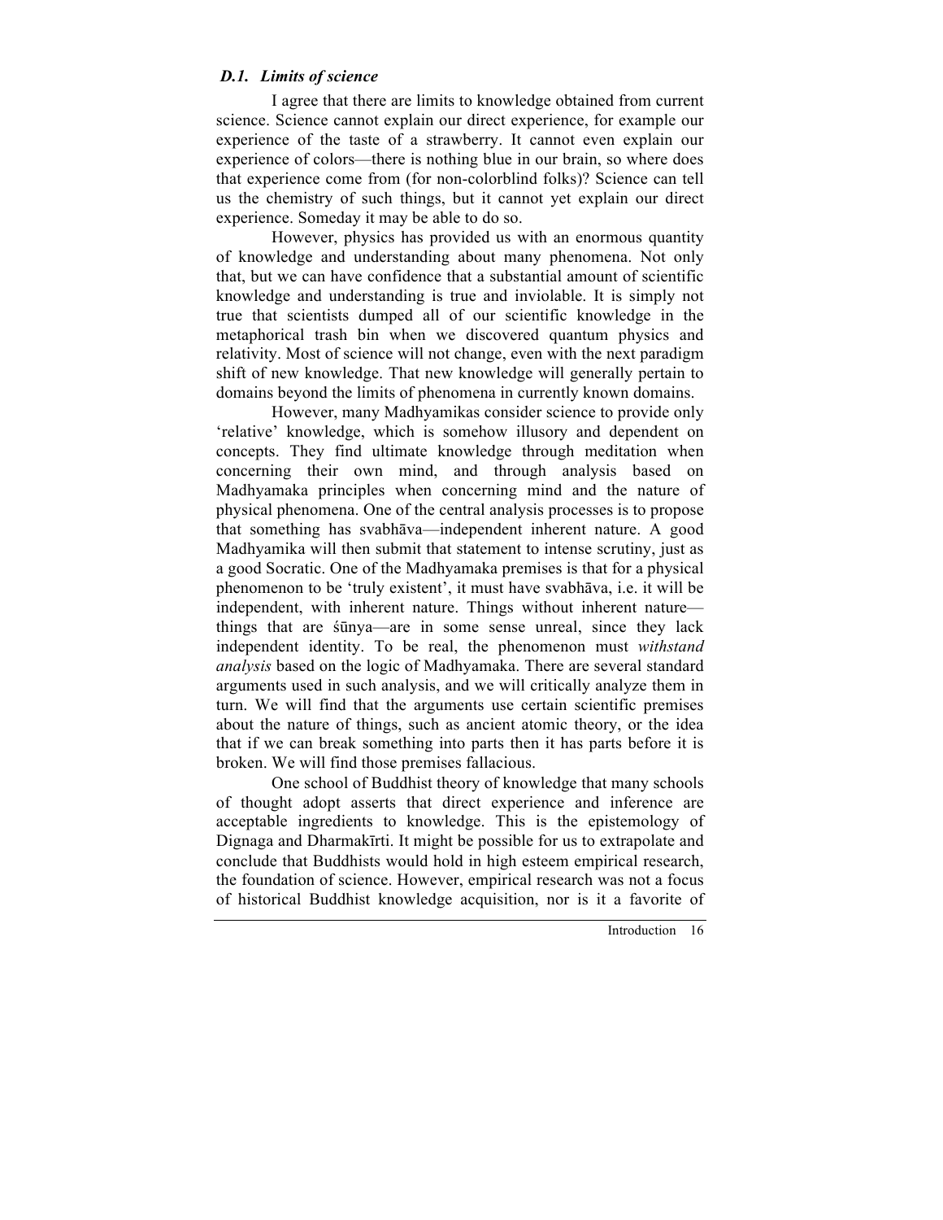### *D.1. Limits of science*

I agree that there are limits to knowledge obtained from current science. Science cannot explain our direct experience, for example our experience of the taste of a strawberry. It cannot even explain our experience of colors—there is nothing blue in our brain, so where does that experience come from (for non-colorblind folks)? Science can tell us the chemistry of such things, but it cannot yet explain our direct experience. Someday it may be able to do so.

However, physics has provided us with an enormous quantity of knowledge and understanding about many phenomena. Not only that, but we can have confidence that a substantial amount of scientific knowledge and understanding is true and inviolable. It is simply not true that scientists dumped all of our scientific knowledge in the metaphorical trash bin when we discovered quantum physics and relativity. Most of science will not change, even with the next paradigm shift of new knowledge. That new knowledge will generally pertain to domains beyond the limits of phenomena in currently known domains.

However, many Madhyamikas consider science to provide only 'relative' knowledge, which is somehow illusory and dependent on concepts. They find ultimate knowledge through meditation when concerning their own mind, and through analysis based on Madhyamaka principles when concerning mind and the nature of physical phenomena. One of the central analysis processes is to propose that something has svabhāva—independent inherent nature. A good Madhyamika will then submit that statement to intense scrutiny, just as a good Socratic. One of the Madhyamaka premises is that for a physical phenomenon to be 'truly existent', it must have svabhāva, i.e. it will be independent, with inherent nature. Things without inherent nature—things that are śūnya—are in some sense unreal, since they lack independent identity. To be real, the phenomenon must *withstand analysis* based on the logic of Madhyamaka. There are several standard arguments used in such analysis, and we will critically analyze them in turn. We will find that the arguments use certain scientific premises about the nature of things, such as ancient atomic theory, or the idea that if we can break something into parts then it has parts before it is broken. We will find those premises fallacious.

One school of Buddhist theory of knowledge that many schools of thought adopt asserts that direct experience and inference are acceptable ingredients to knowledge. This is the epistemology of Dignaga and Dharmakīrti. It might be possible for us to extrapolate and conclude that Buddhists would hold in high esteem empirical research, the foundation of science. However, empirical research was not a focus of historical Buddhist knowledge acquisition, nor is it a favorite of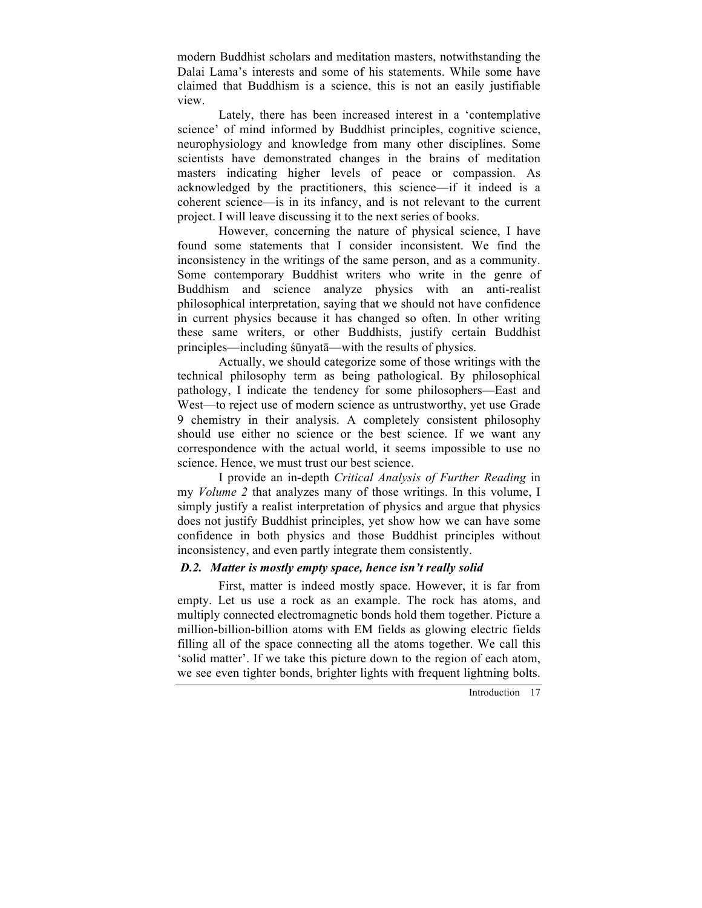modern Buddhist scholars and meditation masters, notwithstanding the Dalai Lama's interests and some of his statements. While some have claimed that Buddhism is a science, this is not an easily justifiable view.

Lately, there has been increased interest in a 'contemplative science' of mind informed by Buddhist principles, cognitive science, neurophysiology and knowledge from many other disciplines. Some scientists have demonstrated changes in the brains of meditation masters indicating higher levels of peace or compassion. As acknowledged by the practitioners, this science—if it indeed is a coherent science—is in its infancy, and is not relevant to the current project. I will leave discussing it to the next series of books.

However, concerning the nature of physical science, I have found some statements that I consider inconsistent. We find the inconsistency in the writings of the same person, and as a community. Some contemporary Buddhist writers who write in the genre of Buddhism and science analyze physics with an anti-realist philosophical interpretation, saying that we should not have confidence in current physics because it has changed so often. In other writing these same writers, or other Buddhists, justify certain Buddhist principles—including śūnyatā—with the results of physics.

Actually, we should categorize some of those writings with the technical philosophy term as being pathological. By philosophical pathology, I indicate the tendency for some philosophers—East and West—to reject use of modern science as untrustworthy, yet use Grade 9 chemistry in their analysis. A completely consistent philosophy should use either no science or the best science. If we want any correspondence with the actual world, it seems impossible to use no science. Hence, we must trust our best science.

I provide an in-depth *Critical Analysis of Further Reading* in my *Volume 2* that analyzes many of those writings. In this volume, I simply justify a realist interpretation of physics and argue that physics does not justify Buddhist principles, yet show how we can have some confidence in both physics and those Buddhist principles without inconsistency, and even partly integrate them consistently.

### *D.2. Matter is mostly empty space, hence isn't really solid*

First, matter is indeed mostly space. However, it is far from empty. Let us use a rock as an example. The rock has atoms, and multiply connected electromagnetic bonds hold them together. Picture a million-billion-billion atoms with EM fields as glowing electric fields filling all of the space connecting all the atoms together. We call this 'solid matter'. If we take this picture down to the region of each atom, we see even tighter bonds, brighter lights with frequent lightning bolts.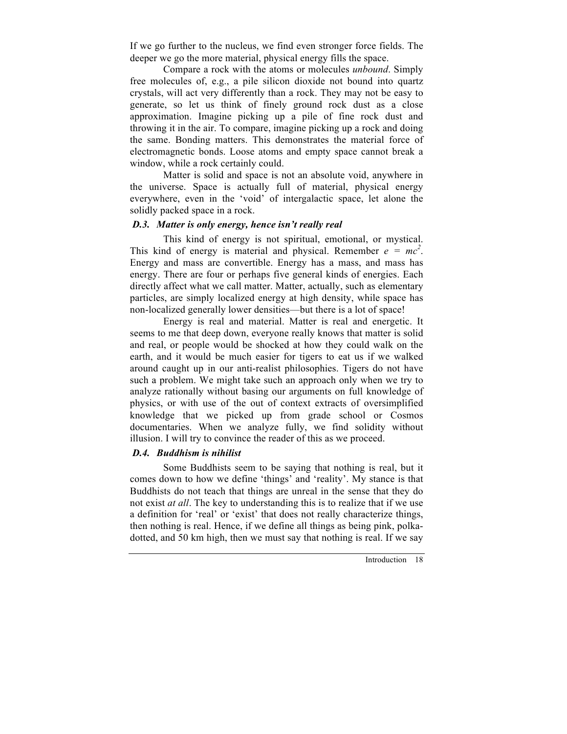If we go further to the nucleus, we find even stronger force fields. The deeper we go the more material, physical energy fills the space.

Compare a rock with the atoms or molecules *unbound*. Simply free molecules of, e.g., a pile silicon dioxide not bound into quartz crystals, will act very differently than a rock. They may not be easy to generate, so let us think of finely ground rock dust as a close approximation. Imagine picking up a pile of fine rock dust and throwing it in the air. To compare, imagine picking up a rock and doing the same. Bonding matters. This demonstrates the material force of electromagnetic bonds. Loose atoms and empty space cannot break a window, while a rock certainly could.

Matter is solid and space is not an absolute void, anywhere in the universe. Space is actually full of material, physical energy everywhere, even in the 'void' of intergalactic space, let alone the solidly packed space in a rock.

### *D.3. Matter is only energy, hence isn't really real*

This kind of energy is not spiritual, emotional, or mystical. This kind of energy is material and physical. Remember $e = mc^2$. Energy and mass are convertible. Energy has a mass, and mass has energy. There are four or perhaps five general kinds of energies. Each directly affect what we call matter. Matter, actually, such as elementary particles, are simply localized energy at high density, while space has non-localized generally lower densities—but there is a lot of space!

Energy is real and material. Matter is real and energetic. It seems to me that deep down, everyone really knows that matter is solid and real, or people would be shocked at how they could walk on the earth, and it would be much easier for tigers to eat us if we walked around caught up in our anti-realist philosophies. Tigers do not have such a problem. We might take such an approach only when we try to analyze rationally without basing our arguments on full knowledge of physics, or with use of the out of context extracts of oversimplified knowledge that we picked up from grade school or Cosmos documentaries. When we analyze fully, we find solidity without illusion. I will try to convince the reader of this as we proceed.

### *D.4. Buddhism is nihilist*

Some Buddhists seem to be saying that nothing is real, but it comes down to how we define 'things' and 'reality'. My stance is that Buddhists do not teach that things are unreal in the sense that they do not exist *at all*. The key to understanding this is to realize that if we use a definition for 'real' or 'exist' that does not really characterize things, then nothing is real. Hence, if we define all things as being pink, polka-dotted, and 50 km high, then we must say that nothing is real. If we say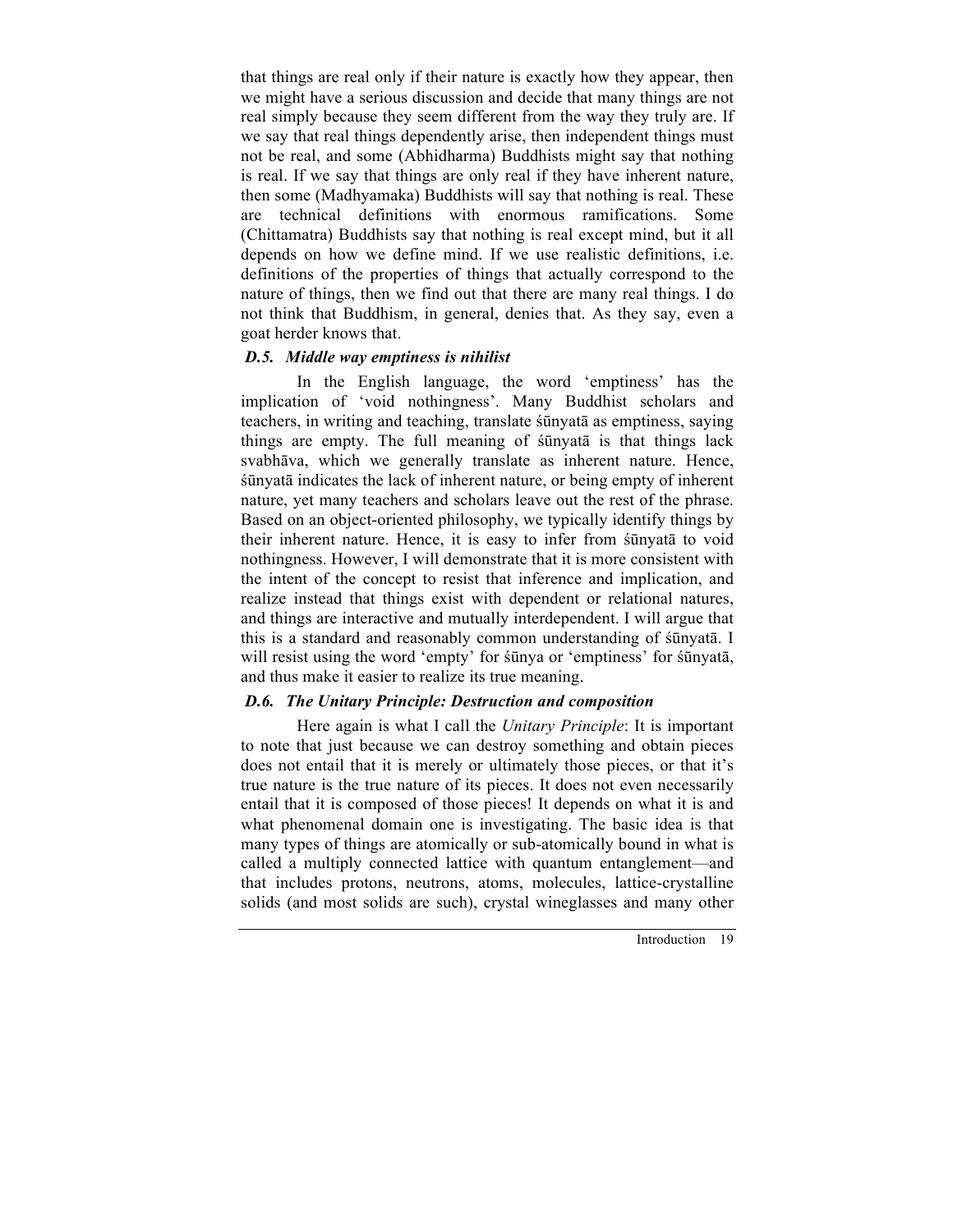that things are real only if their nature is exactly how they appear, then we might have a serious discussion and decide that many things are not real simply because they seem different from the way they truly are. If we say that real things dependently arise, then independent things must not be real, and some (Abhidharma) Buddhists might say that nothing is real. If we say that things are only real if they have inherent nature, then some (Madhyamaka) Buddhists will say that nothing is real. These are technical definitions with enormous ramifications. Some (Chittamatra) Buddhists say that nothing is real except mind, but it all depends on how we define mind. If we use realistic definitions, i.e. definitions of the properties of things that actually correspond to the nature of things, then we find out that there are many real things. I do not think that Buddhism, in general, denies that. As they say, even a goat herder knows that.

### *D.5. Middle way emptiness is nihilist*

In the English language, the word 'emptiness' has the implication of 'void nothingness'. Many Buddhist scholars and teachers, in writing and teaching, translate śūnyatā as emptiness, saying things are empty. The full meaning of śūnyatā is that things lack svabhāva, which we generally translate as inherent nature. Hence, śūnyatā indicates the lack of inherent nature, or being empty of inherent nature, yet many teachers and scholars leave out the rest of the phrase. Based on an object-oriented philosophy, we typically identify things by their inherent nature. Hence, it is easy to infer from śūnyatā to void nothingness. However, I will demonstrate that it is more consistent with the intent of the concept to resist that inference and implication, and realize instead that things exist with dependent or relational natures, and things are interactive and mutually interdependent. I will argue that this is a standard and reasonably common understanding of śūnyatā. I will resist using the word 'empty' for śūnya or 'emptiness' for śūnyatā, and thus make it easier to realize its true meaning.

### *D.6. The Unitary Principle: Destruction and composition*

Here again is what I call the *Unitary Principle*: It is important to note that just because we can destroy something and obtain pieces does not entail that it is merely or ultimately those pieces, or that it's true nature is the true nature of its pieces. It does not even necessarily entail that it is composed of those pieces! It depends on what it is and what phenomenal domain one is investigating. The basic idea is that many types of things are atomically or sub-atomically bound in what is called a multiply connected lattice with quantum entanglement—and that includes protons, neutrons, atoms, molecules, lattice-crystalline solids (and most solids are such), crystal wineglasses and many other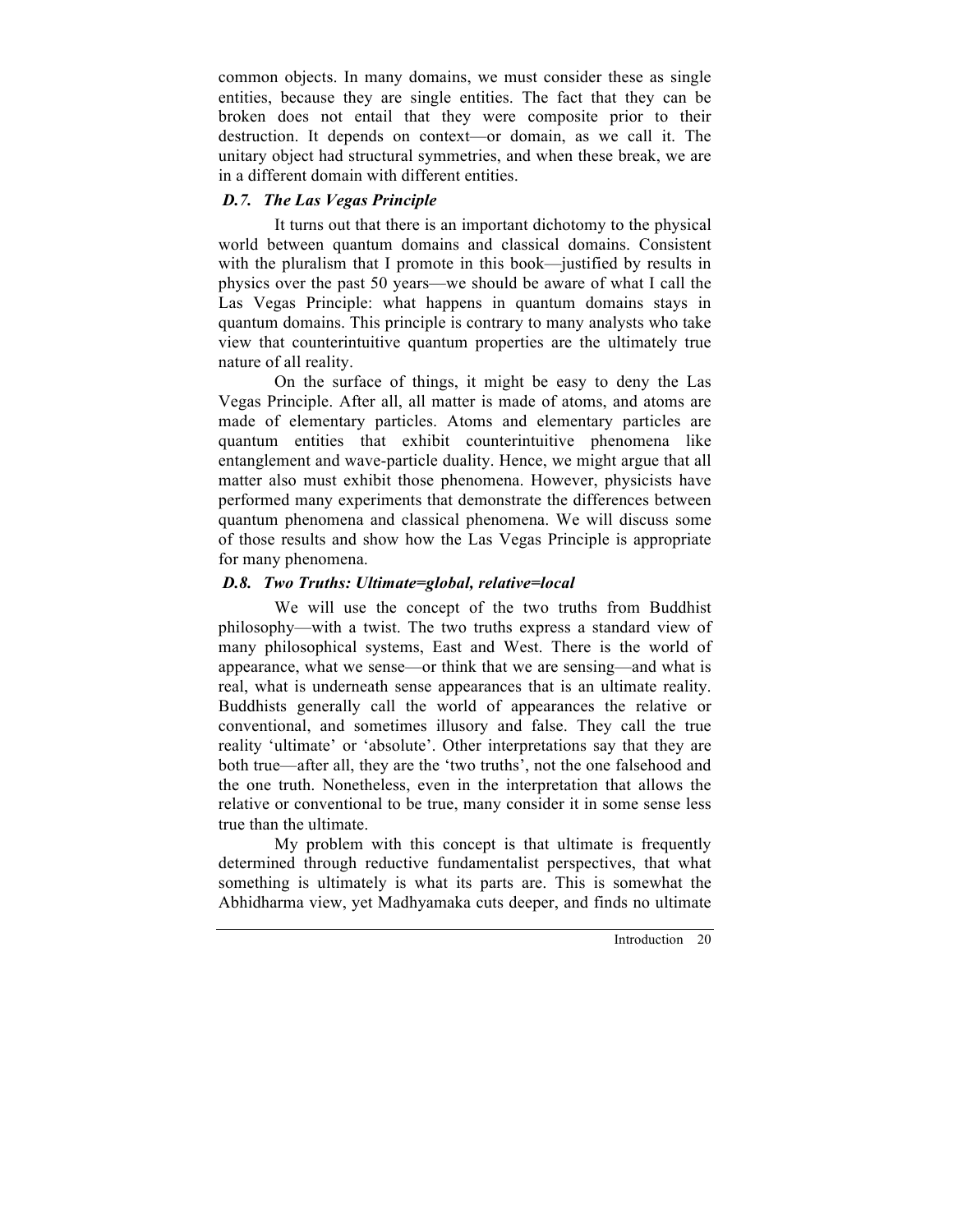common objects. In many domains, we must consider these as single entities, because they are single entities. The fact that they can be broken does not entail that they were composite prior to their destruction. It depends on context—or domain, as we call it. The unitary object had structural symmetries, and when these break, we are in a different domain with different entities.

### *D.7. The Las Vegas Principle*

It turns out that there is an important dichotomy to the physical world between quantum domains and classical domains. Consistent with the pluralism that I promote in this book—justified by results in physics over the past 50 years—we should be aware of what I call the Las Vegas Principle: what happens in quantum domains stays in quantum domains. This principle is contrary to many analysts who take view that counterintuitive quantum properties are the ultimately true nature of all reality.

On the surface of things, it might be easy to deny the Las Vegas Principle. After all, all matter is made of atoms, and atoms are made of elementary particles. Atoms and elementary particles are quantum entities that exhibit counterintuitive phenomena like entanglement and wave-particle duality. Hence, we might argue that all matter also must exhibit those phenomena. However, physicists have performed many experiments that demonstrate the differences between quantum phenomena and classical phenomena. We will discuss some of those results and show how the Las Vegas Principle is appropriate for many phenomena.

### *D.8. Two Truths: Ultimate=global, relative=local*

We will use the concept of the two truths from Buddhist philosophy—with a twist. The two truths express a standard view of many philosophical systems, East and West. There is the world of appearance, what we sense—or think that we are sensing—and what is real, what is underneath sense appearances that is an ultimate reality. Buddhists generally call the world of appearances the relative or conventional, and sometimes illusory and false. They call the true reality 'ultimate' or 'absolute'. Other interpretations say that they are both true—after all, they are the 'two truths', not the one falsehood and the one truth. Nonetheless, even in the interpretation that allows the relative or conventional to be true, many consider it in some sense less true than the ultimate.

My problem with this concept is that ultimate is frequently determined through reductive fundamentalist perspectives, that what something is ultimately is what its parts are. This is somewhat the Abhidharma view, yet Madhyamaka cuts deeper, and finds no ultimate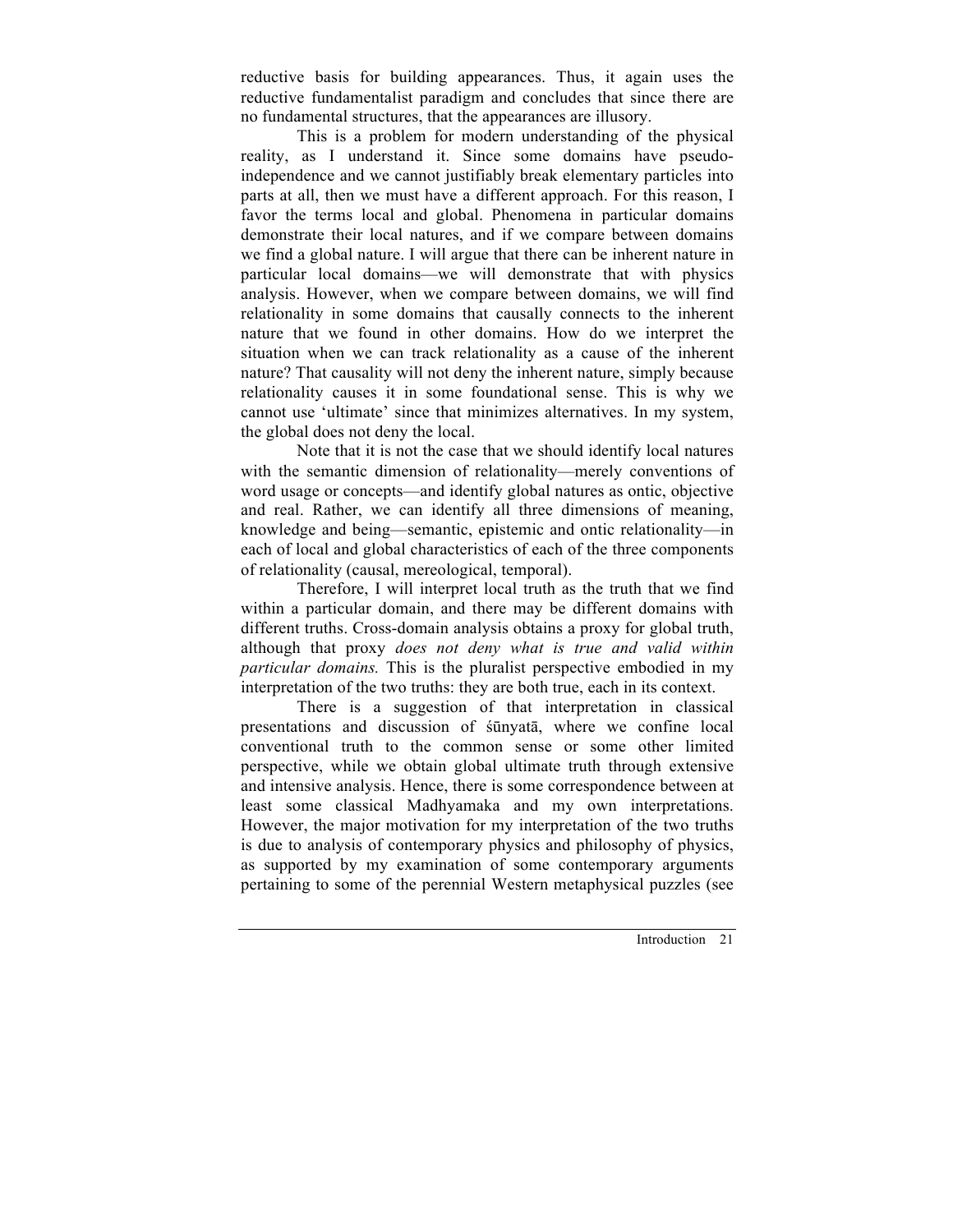reductive basis for building appearances. Thus, it again uses the reductive fundamentalist paradigm and concludes that since there are no fundamental structures, that the appearances are illusory.

This is a problem for modern understanding of the physical reality, as I understand it. Since some domains have pseudo-independence and we cannot justifiably break elementary particles into parts at all, then we must have a different approach. For this reason, I favor the terms local and global. Phenomena in particular domains demonstrate their local natures, and if we compare between domains we find a global nature. I will argue that there can be inherent nature in particular local domains—we will demonstrate that with physics analysis. However, when we compare between domains, we will find relationality in some domains that causally connects to the inherent nature that we found in other domains. How do we interpret the situation when we can track relationality as a cause of the inherent nature? That causality will not deny the inherent nature, simply because relationality causes it in some foundational sense. This is why we cannot use 'ultimate' since that minimizes alternatives. In my system, the global does not deny the local.

Note that it is not the case that we should identify local natures with the semantic dimension of relationality—merely conventions of word usage or concepts—and identify global natures as ontic, objective and real. Rather, we can identify all three dimensions of meaning, knowledge and being—semantic, epistemic and ontic relationality—in each of local and global characteristics of each of the three components of relationality (causal, mereological, temporal).

Therefore, I will interpret local truth as the truth that we find within a particular domain, and there may be different domains with different truths. Cross-domain analysis obtains a proxy for global truth, although that proxy *does not deny what is true and valid within particular domains.* This is the pluralist perspective embodied in my interpretation of the two truths: they are both true, each in its context.

There is a suggestion of that interpretation in classical presentations and discussion of śūnyatā, where we confine local conventional truth to the common sense or some other limited perspective, while we obtain global ultimate truth through extensive and intensive analysis. Hence, there is some correspondence between at least some classical Madhyamaka and my own interpretations. However, the major motivation for my interpretation of the two truths is due to analysis of contemporary physics and philosophy of physics, as supported by my examination of some contemporary arguments pertaining to some of the perennial Western metaphysical puzzles (see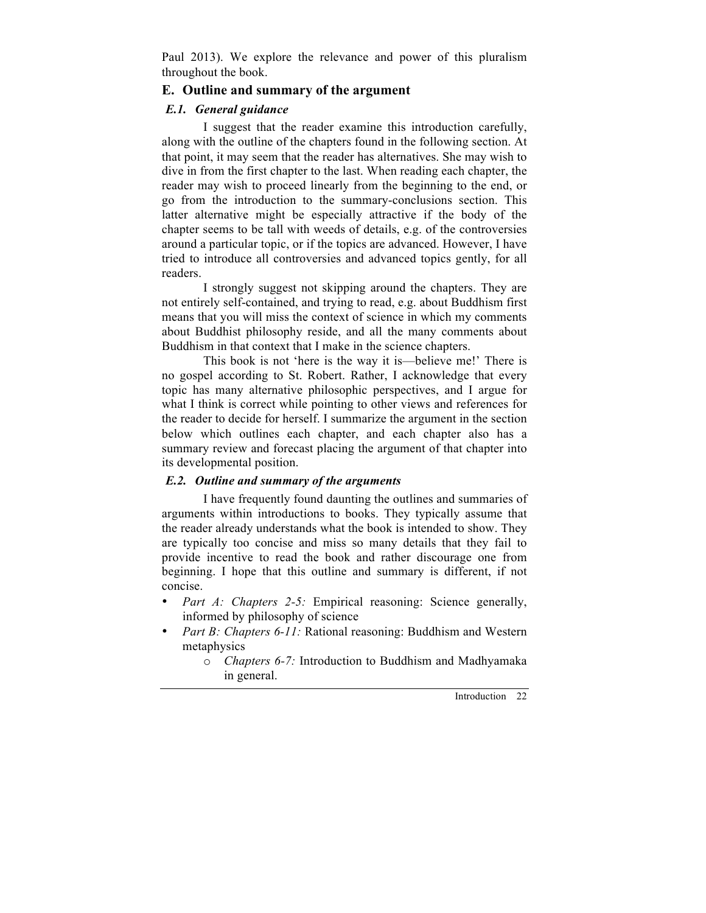Paul 2013). We explore the relevance and power of this pluralism throughout the book.

## E. Outline and summary of the argument

### *E.1. General guidance*

I suggest that the reader examine this introduction carefully, along with the outline of the chapters found in the following section. At that point, it may seem that the reader has alternatives. She may wish to dive in from the first chapter to the last. When reading each chapter, the reader may wish to proceed linearly from the beginning to the end, or go from the introduction to the summary-conclusions section. This latter alternative might be especially attractive if the body of the chapter seems to be tall with weeds of details, e.g. of the controversies around a particular topic, or if the topics are advanced. However, I have tried to introduce all controversies and advanced topics gently, for all readers.

I strongly suggest not skipping around the chapters. They are not entirely self-contained, and trying to read, e.g. about Buddhism first means that you will miss the context of science in which my comments about Buddhist philosophy reside, and all the many comments about Buddhism in that context that I make in the science chapters.

This book is not 'here is the way it is—believe me!' There is no gospel according to St. Robert. Rather, I acknowledge that every topic has many alternative philosophic perspectives, and I argue for what I think is correct while pointing to other views and references for the reader to decide for herself. I summarize the argument in the section below which outlines each chapter, and each chapter also has a summary review and forecast placing the argument of that chapter into its developmental position.

### *E.2. Outline and summary of the arguments*

I have frequently found daunting the outlines and summaries of arguments within introductions to books. They typically assume that the reader already understands what the book is intended to show. They are typically too concise and miss so many details that they fail to provide incentive to read the book and rather discourage one from beginning. I hope that this outline and summary is different, if not concise.

- *Part A: Chapters 2-5:* Empirical reasoning: Science generally, informed by philosophy of science
- *Part B: Chapters 6-11:* Rational reasoning: Buddhism and Western metaphysics
    - *Chapters 6-7:* Introduction to Buddhism and Madhyamaka in general.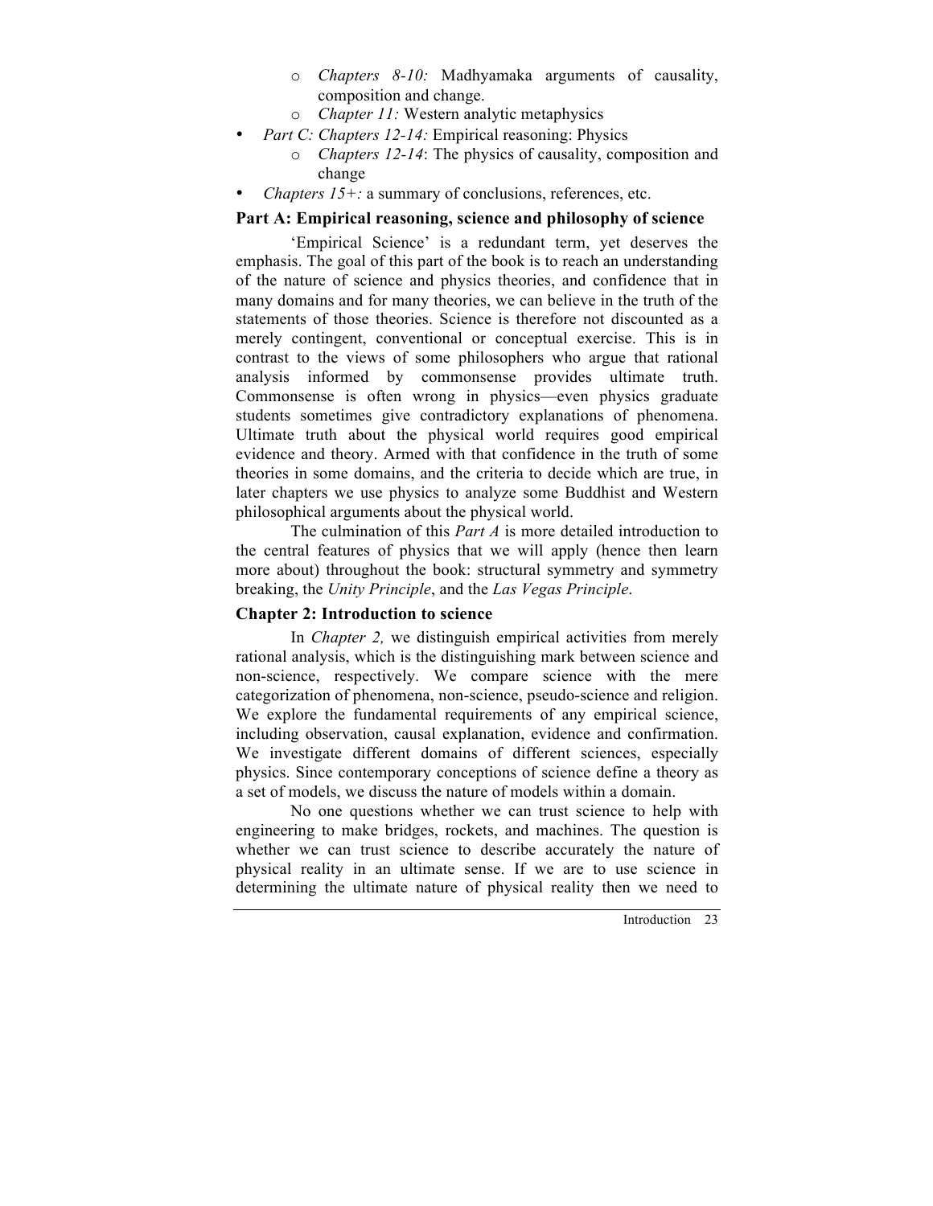- *Chapters 8-10:* Madhyamaka arguments of causality, composition and change.
  - *Chapter 11:* Western analytic metaphysics
- *Part C: Chapters 12-14:* Empirical reasoning: Physics
  - *Chapters 12-14*: The physics of causality, composition and change
- *Chapters 15+:* a summary of conclusions, references, etc.

## Part A: Empirical reasoning, science and philosophy of science

'Empirical Science' is a redundant term, yet deserves the emphasis. The goal of this part of the book is to reach an understanding of the nature of science and physics theories, and confidence that in many domains and for many theories, we can believe in the truth of the statements of those theories. Science is therefore not discounted as a merely contingent, conventional or conceptual exercise. This is in contrast to the views of some philosophers who argue that rational analysis informed by commonsense provides ultimate truth. Commonsense is often wrong in physics—even physics graduate students sometimes give contradictory explanations of phenomena. Ultimate truth about the physical world requires good empirical evidence and theory. Armed with that confidence in the truth of some theories in some domains, and the criteria to decide which are true, in later chapters we use physics to analyze some Buddhist and Western philosophical arguments about the physical world.

The culmination of this *Part A* is more detailed introduction to the central features of physics that we will apply (hence then learn more about) throughout the book: structural symmetry and symmetry breaking, the *Unity Principle*, and the *Las Vegas Principle*.

## Chapter 2: Introduction to science

In *Chapter 2,* we distinguish empirical activities from merely rational analysis, which is the distinguishing mark between science and non-science, respectively. We compare science with the mere categorization of phenomena, non-science, pseudo-science and religion. We explore the fundamental requirements of any empirical science, including observation, causal explanation, evidence and confirmation. We investigate different domains of different sciences, especially physics. Since contemporary conceptions of science define a theory as a set of models, we discuss the nature of models within a domain.

No one questions whether we can trust science to help with engineering to make bridges, rockets, and machines. The question is whether we can trust science to describe accurately the nature of physical reality in an ultimate sense. If we are to use science in determining the ultimate nature of physical reality then we need to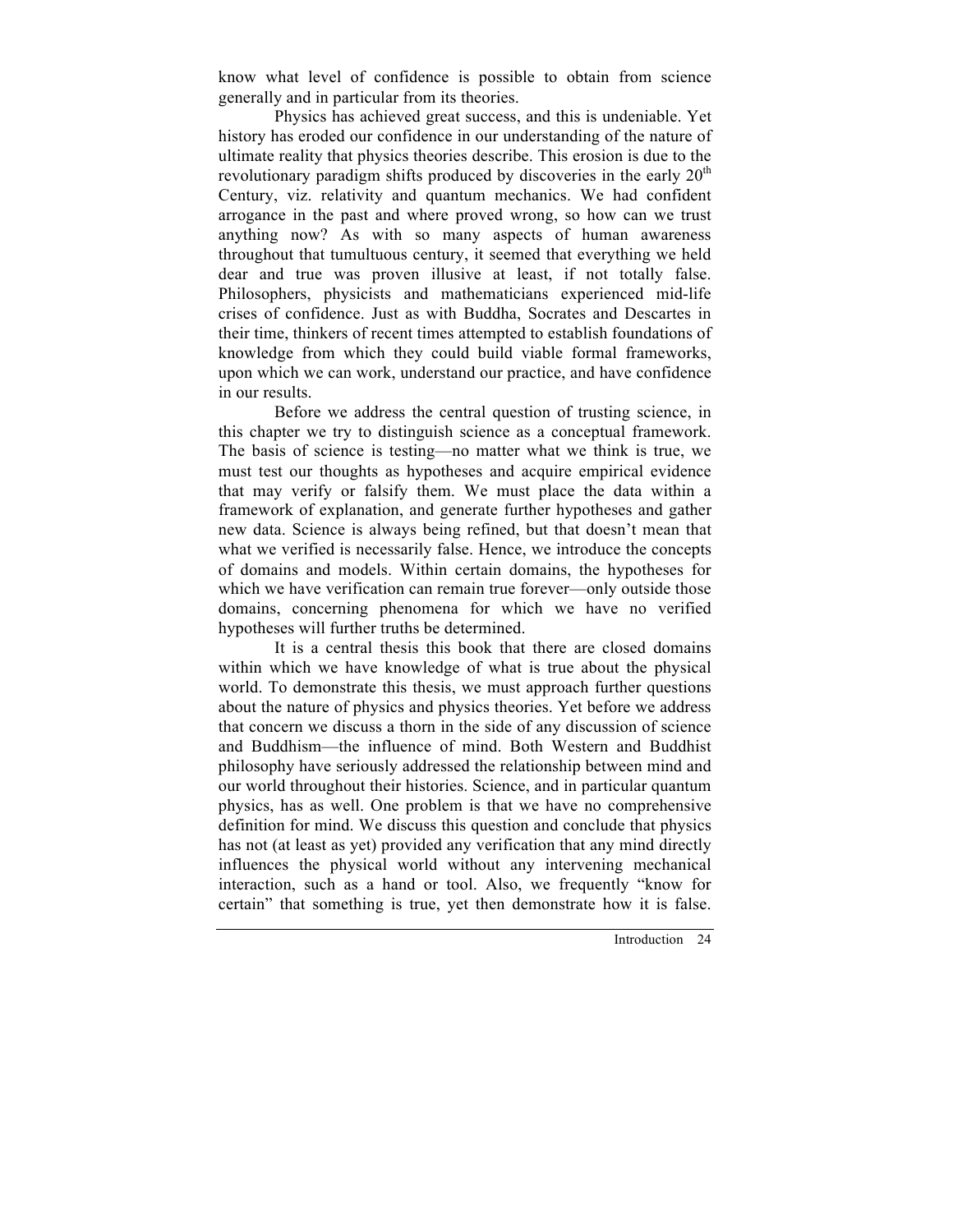know what level of confidence is possible to obtain from science generally and in particular from its theories.

Physics has achieved great success, and this is undeniable. Yet history has eroded our confidence in our understanding of the nature of ultimate reality that physics theories describe. This erosion is due to the revolutionary paradigm shifts produced by discoveries in the early 20th Century, viz. relativity and quantum mechanics. We had confident arrogance in the past and where proved wrong, so how can we trust anything now? As with so many aspects of human awareness throughout that tumultuous century, it seemed that everything we held dear and true was proven illusive at least, if not totally false. Philosophers, physicists and mathematicians experienced mid-life crises of confidence. Just as with Buddha, Socrates and Descartes in their time, thinkers of recent times attempted to establish foundations of knowledge from which they could build viable formal frameworks, upon which we can work, understand our practice, and have confidence in our results.

Before we address the central question of trusting science, in this chapter we try to distinguish science as a conceptual framework. The basis of science is testing—no matter what we think is true, we must test our thoughts as hypotheses and acquire empirical evidence that may verify or falsify them. We must place the data within a framework of explanation, and generate further hypotheses and gather new data. Science is always being refined, but that doesn't mean that what we verified is necessarily false. Hence, we introduce the concepts of domains and models. Within certain domains, the hypotheses for which we have verification can remain true forever—only outside those domains, concerning phenomena for which we have no verified hypotheses will further truths be determined.

It is a central thesis this book that there are closed domains within which we have knowledge of what is true about the physical world. To demonstrate this thesis, we must approach further questions about the nature of physics and physics theories. Yet before we address that concern we discuss a thorn in the side of any discussion of science and Buddhism—the influence of mind. Both Western and Buddhist philosophy have seriously addressed the relationship between mind and our world throughout their histories. Science, and in particular quantum physics, has as well. One problem is that we have no comprehensive definition for mind. We discuss this question and conclude that physics has not (at least as yet) provided any verification that any mind directly influences the physical world without any intervening mechanical interaction, such as a hand or tool. Also, we frequently "know for certain" that something is true, yet then demonstrate how it is false.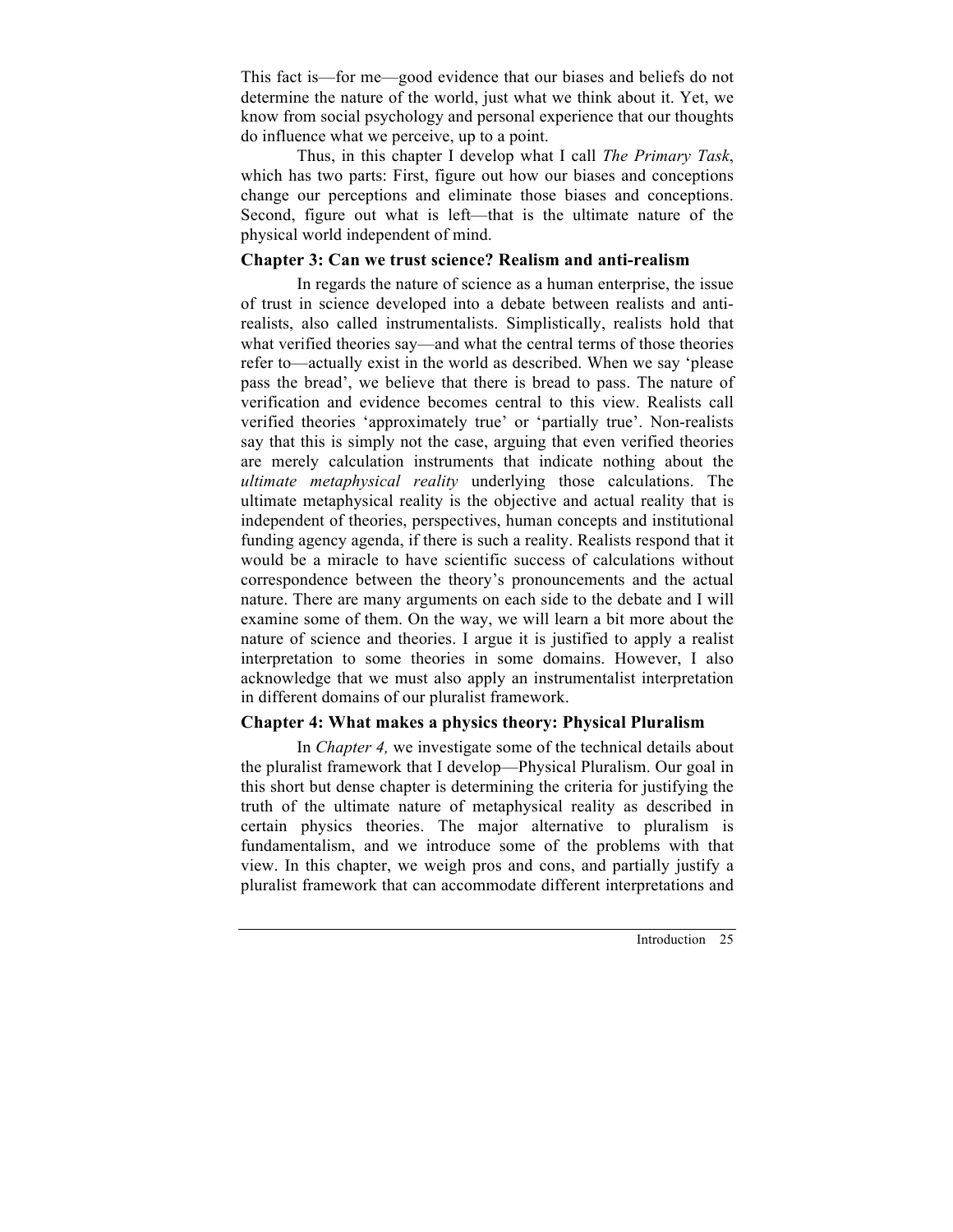This fact is—for me—good evidence that our biases and beliefs do not determine the nature of the world, just what we think about it. Yet, we know from social psychology and personal experience that our thoughts do influence what we perceive, up to a point.

Thus, in this chapter I develop what I call *The Primary Task*, which has two parts: First, figure out how our biases and conceptions change our perceptions and eliminate those biases and conceptions. Second, figure out what is left—that is the ultimate nature of the physical world independent of mind.

### Chapter 3: Can we trust science? Realism and anti-realism

In regards the nature of science as a human enterprise, the issue of trust in science developed into a debate between realists and anti-realists, also called instrumentalists. Simplistically, realists hold that what verified theories say—and what the central terms of those theories refer to—actually exist in the world as described. When we say 'please pass the bread', we believe that there is bread to pass. The nature of verification and evidence becomes central to this view. Realists call verified theories 'approximately true' or 'partially true'. Non-realists say that this is simply not the case, arguing that even verified theories are merely calculation instruments that indicate nothing about the *ultimate metaphysical reality* underlying those calculations. The ultimate metaphysical reality is the objective and actual reality that is independent of theories, perspectives, human concepts and institutional funding agency agenda, if there is such a reality. Realists respond that it would be a miracle to have scientific success of calculations without correspondence between the theory's pronouncements and the actual nature. There are many arguments on each side to the debate and I will examine some of them. On the way, we will learn a bit more about the nature of science and theories. I argue it is justified to apply a realist interpretation to some theories in some domains. However, I also acknowledge that we must also apply an instrumentalist interpretation in different domains of our pluralist framework.

### Chapter 4: What makes a physics theory: Physical Pluralism

In *Chapter 4,* we investigate some of the technical details about the pluralist framework that I develop—Physical Pluralism. Our goal in this short but dense chapter is determining the criteria for justifying the truth of the ultimate nature of metaphysical reality as described in certain physics theories. The major alternative to pluralism is fundamentalism, and we introduce some of the problems with that view. In this chapter, we weigh pros and cons, and partially justify a pluralist framework that can accommodate different interpretations and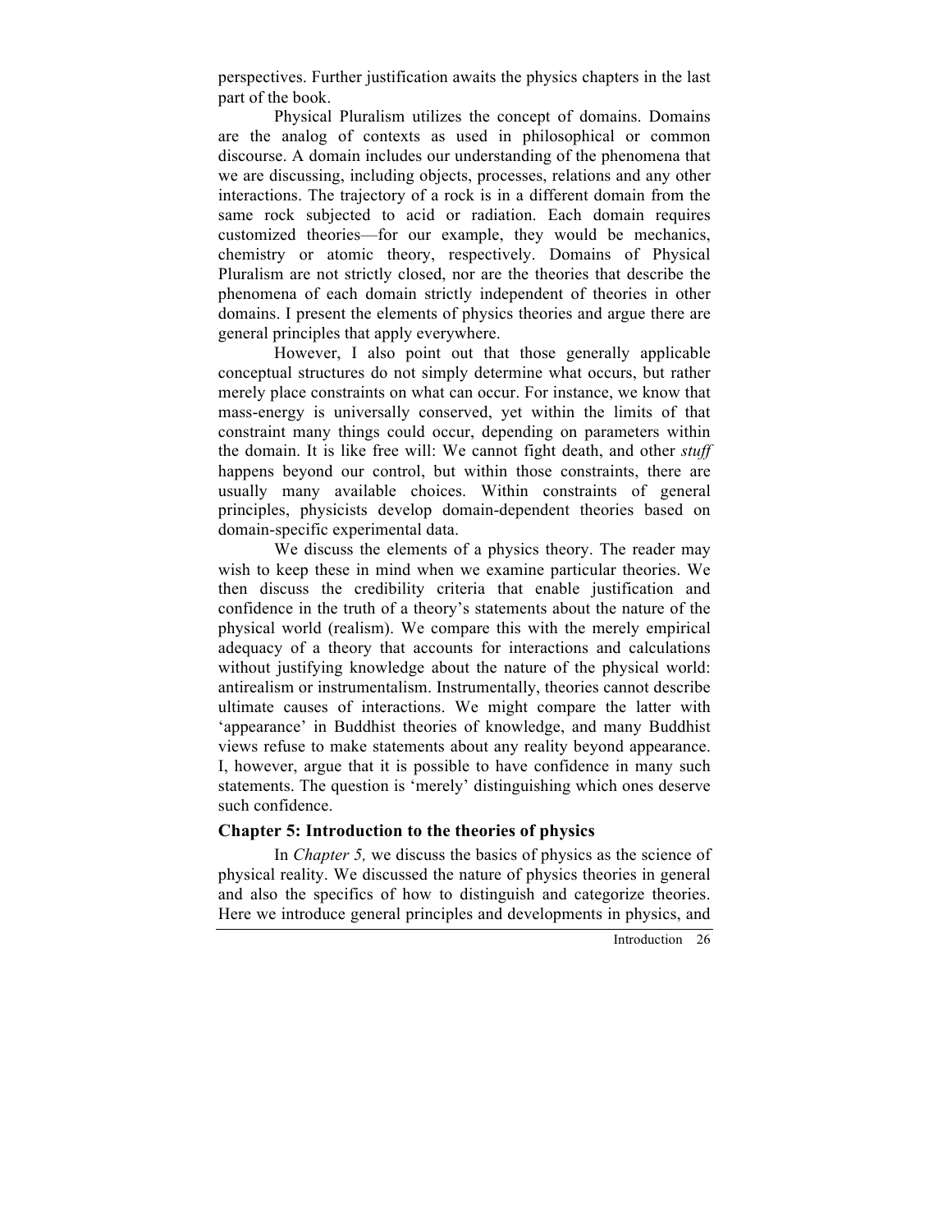perspectives. Further justification awaits the physics chapters in the last part of the book.

Physical Pluralism utilizes the concept of domains. Domains are the analog of contexts as used in philosophical or common discourse. A domain includes our understanding of the phenomena that we are discussing, including objects, processes, relations and any other interactions. The trajectory of a rock is in a different domain from the same rock subjected to acid or radiation. Each domain requires customized theories—for our example, they would be mechanics, chemistry or atomic theory, respectively. Domains of Physical Pluralism are not strictly closed, nor are the theories that describe the phenomena of each domain strictly independent of theories in other domains. I present the elements of physics theories and argue there are general principles that apply everywhere.

However, I also point out that those generally applicable conceptual structures do not simply determine what occurs, but rather merely place constraints on what can occur. For instance, we know that mass-energy is universally conserved, yet within the limits of that constraint many things could occur, depending on parameters within the domain. It is like free will: We cannot fight death, and other *stuff* happens beyond our control, but within those constraints, there are usually many available choices. Within constraints of general principles, physicists develop domain-dependent theories based on domain-specific experimental data.

We discuss the elements of a physics theory. The reader may wish to keep these in mind when we examine particular theories. We then discuss the credibility criteria that enable justification and confidence in the truth of a theory's statements about the nature of the physical world (realism). We compare this with the merely empirical adequacy of a theory that accounts for interactions and calculations without justifying knowledge about the nature of the physical world: antirealism or instrumentalism. Instrumentally, theories cannot describe ultimate causes of interactions. We might compare the latter with 'appearance' in Buddhist theories of knowledge, and many Buddhist views refuse to make statements about any reality beyond appearance. I, however, argue that it is possible to have confidence in many such statements. The question is 'merely' distinguishing which ones deserve such confidence.

### Chapter 5: Introduction to the theories of physics

In *Chapter 5,* we discuss the basics of physics as the science of physical reality. We discussed the nature of physics theories in general and also the specifics of how to distinguish and categorize theories. Here we introduce general principles and developments in physics, and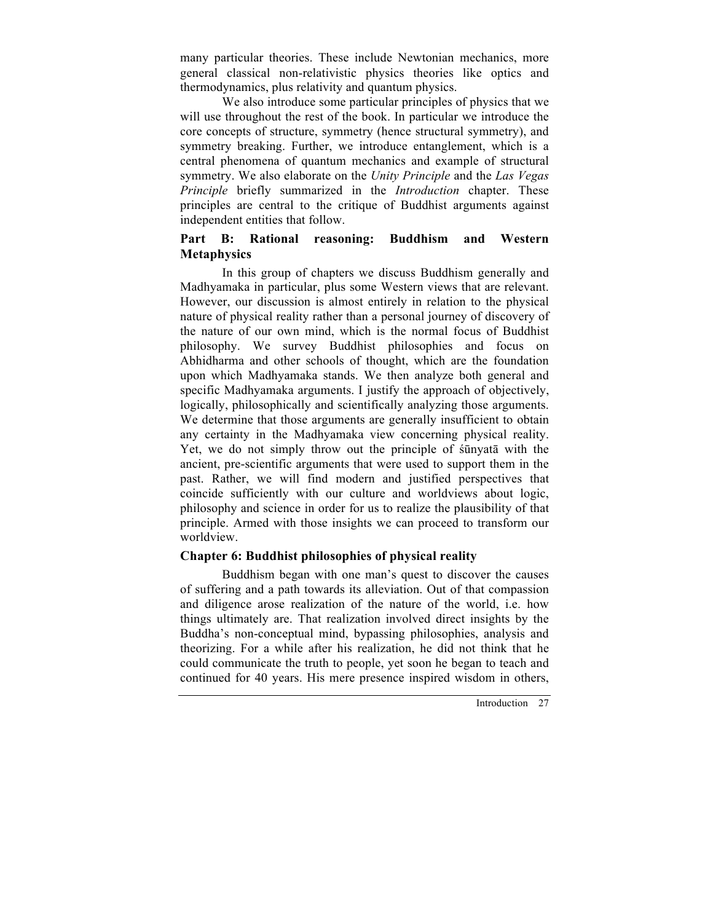many particular theories. These include Newtonian mechanics, more general classical non-relativistic physics theories like optics and thermodynamics, plus relativity and quantum physics.

We also introduce some particular principles of physics that we will use throughout the rest of the book. In particular we introduce the core concepts of structure, symmetry (hence structural symmetry), and symmetry breaking. Further, we introduce entanglement, which is a central phenomena of quantum mechanics and example of structural symmetry. We also elaborate on the *Unity Principle* and the *Las Vegas Principle* briefly summarized in the *Introduction* chapter. These principles are central to the critique of Buddhist arguments against independent entities that follow.

### Part B: Rational reasoning: Buddhism and Western Metaphysics

In this group of chapters we discuss Buddhism generally and Madhyamaka in particular, plus some Western views that are relevant. However, our discussion is almost entirely in relation to the physical nature of physical reality rather than a personal journey of discovery of the nature of our own mind, which is the normal focus of Buddhist philosophy. We survey Buddhist philosophies and focus on Abhidharma and other schools of thought, which are the foundation upon which Madhyamaka stands. We then analyze both general and specific Madhyamaka arguments. I justify the approach of objectively, logically, philosophically and scientifically analyzing those arguments. We determine that those arguments are generally insufficient to obtain any certainty in the Madhyamaka view concerning physical reality. Yet, we do not simply throw out the principle of śūnyatā with the ancient, pre-scientific arguments that were used to support them in the past. Rather, we will find modern and justified perspectives that coincide sufficiently with our culture and worldviews about logic, philosophy and science in order for us to realize the plausibility of that principle. Armed with those insights we can proceed to transform our worldview.

### Chapter 6: Buddhist philosophies of physical reality

Buddhism began with one man's quest to discover the causes of suffering and a path towards its alleviation. Out of that compassion and diligence arose realization of the nature of the world, i.e. how things ultimately are. That realization involved direct insights by the Buddha's non-conceptual mind, bypassing philosophies, analysis and theorizing. For a while after his realization, he did not think that he could communicate the truth to people, yet soon he began to teach and continued for 40 years. His mere presence inspired wisdom in others,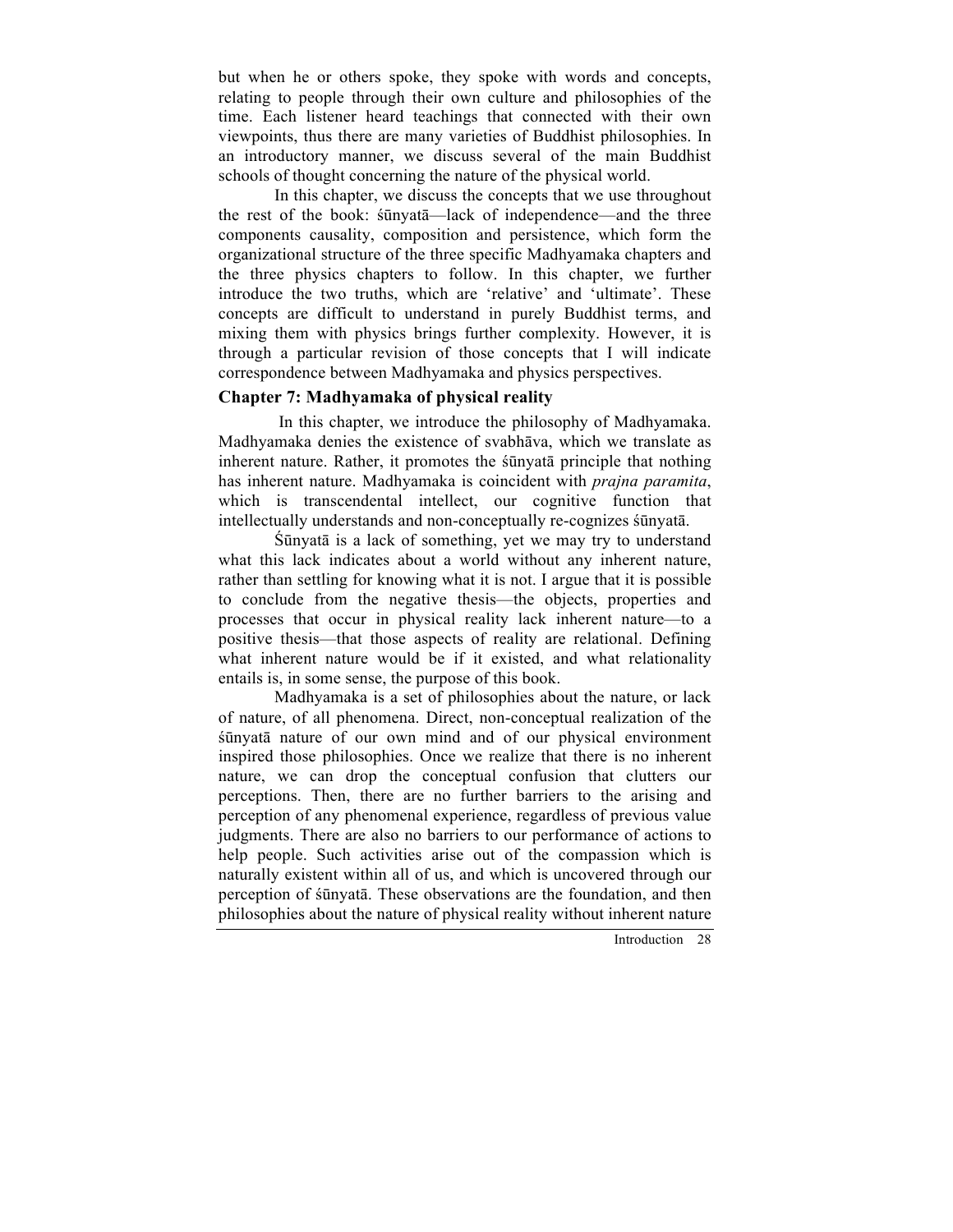but when he or others spoke, they spoke with words and concepts, relating to people through their own culture and philosophies of the time. Each listener heard teachings that connected with their own viewpoints, thus there are many varieties of Buddhist philosophies. In an introductory manner, we discuss several of the main Buddhist schools of thought concerning the nature of the physical world.

In this chapter, we discuss the concepts that we use throughout the rest of the book: śūnyatā—lack of independence—and the three components causality, composition and persistence, which form the organizational structure of the three specific Madhyamaka chapters and the three physics chapters to follow. In this chapter, we further introduce the two truths, which are 'relative' and 'ultimate'. These concepts are difficult to understand in purely Buddhist terms, and mixing them with physics brings further complexity. However, it is through a particular revision of those concepts that I will indicate correspondence between Madhyamaka and physics perspectives.

### Chapter 7: Madhyamaka of physical reality

In this chapter, we introduce the philosophy of Madhyamaka. Madhyamaka denies the existence of svabhāva, which we translate as inherent nature. Rather, it promotes the śūnyatā principle that nothing has inherent nature. Madhyamaka is coincident with *prajna paramita*, which is transcendental intellect, our cognitive function that intellectually understands and non-conceptually re-cognizes śūnyatā.

Śūnyatā is a lack of something, yet we may try to understand what this lack indicates about a world without any inherent nature, rather than settling for knowing what it is not. I argue that it is possible to conclude from the negative thesis—the objects, properties and processes that occur in physical reality lack inherent nature—to a positive thesis—that those aspects of reality are relational. Defining what inherent nature would be if it existed, and what relationality entails is, in some sense, the purpose of this book.

Madhyamaka is a set of philosophies about the nature, or lack of nature, of all phenomena. Direct, non-conceptual realization of the śūnyatā nature of our own mind and of our physical environment inspired those philosophies. Once we realize that there is no inherent nature, we can drop the conceptual confusion that clutters our perceptions. Then, there are no further barriers to the arising and perception of any phenomenal experience, regardless of previous value judgments. There are also no barriers to our performance of actions to help people. Such activities arise out of the compassion which is naturally existent within all of us, and which is uncovered through our perception of śūnyatā. These observations are the foundation, and then philosophies about the nature of physical reality without inherent nature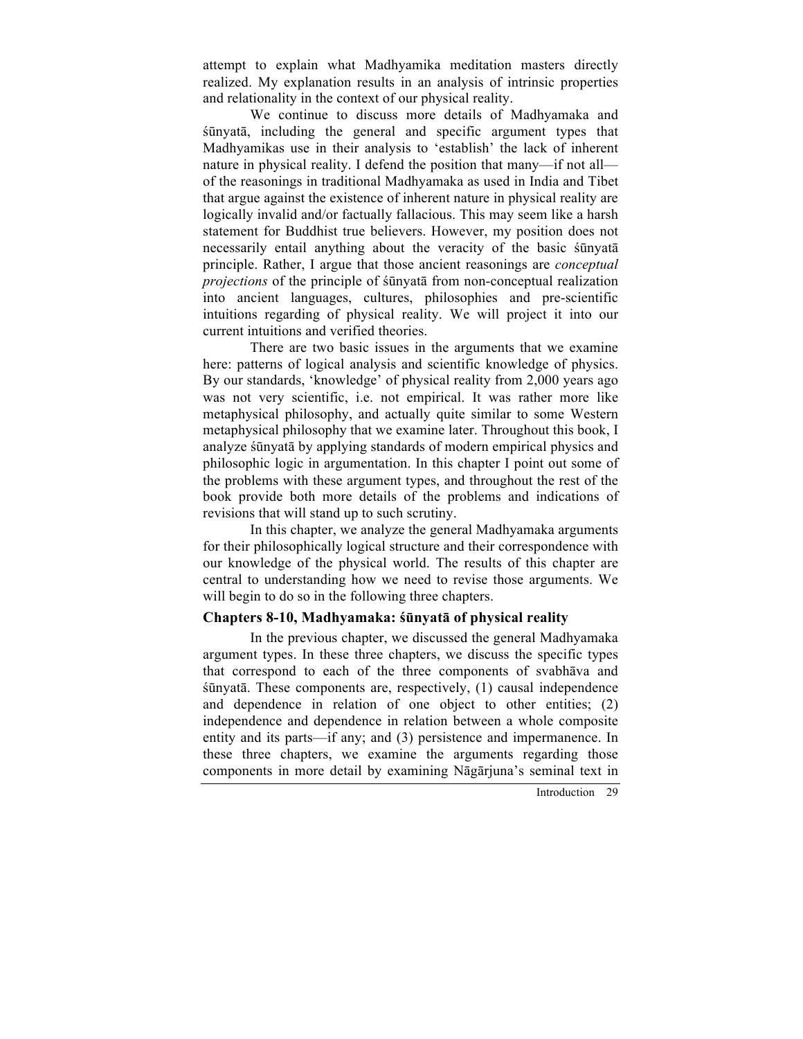attempt to explain what Madhyamika meditation masters directly realized. My explanation results in an analysis of intrinsic properties and relationality in the context of our physical reality.

We continue to discuss more details of Madhyamaka and śūnyatā, including the general and specific argument types that Madhyamikas use in their analysis to 'establish' the lack of inherent nature in physical reality. I defend the position that many—if not all—of the reasonings in traditional Madhyamaka as used in India and Tibet that argue against the existence of inherent nature in physical reality are logically invalid and/or factually fallacious. This may seem like a harsh statement for Buddhist true believers. However, my position does not necessarily entail anything about the veracity of the basic śūnyatā principle. Rather, I argue that those ancient reasonings are *conceptual projections* of the principle of śūnyatā from non-conceptual realization into ancient languages, cultures, philosophies and pre-scientific intuitions regarding of physical reality. We will project it into our current intuitions and verified theories.

There are two basic issues in the arguments that we examine here: patterns of logical analysis and scientific knowledge of physics. By our standards, 'knowledge' of physical reality from 2,000 years ago was not very scientific, i.e. not empirical. It was rather more like metaphysical philosophy, and actually quite similar to some Western metaphysical philosophy that we examine later. Throughout this book, I analyze śūnyatā by applying standards of modern empirical physics and philosophic logic in argumentation. In this chapter I point out some of the problems with these argument types, and throughout the rest of the book provide both more details of the problems and indications of revisions that will stand up to such scrutiny.

In this chapter, we analyze the general Madhyamaka arguments for their philosophically logical structure and their correspondence with our knowledge of the physical world. The results of this chapter are central to understanding how we need to revise those arguments. We will begin to do so in the following three chapters.

### Chapters 8-10, Madhyamaka: śūnyatā of physical reality

In the previous chapter, we discussed the general Madhyamaka argument types. In these three chapters, we discuss the specific types that correspond to each of the three components of svabhāva and śūnyatā. These components are, respectively, (1) causal independence and dependence in relation of one object to other entities; (2) independence and dependence in relation between a whole composite entity and its parts—if any; and (3) persistence and impermanence. In these three chapters, we examine the arguments regarding those components in more detail by examining Nāgārjuna's seminal text in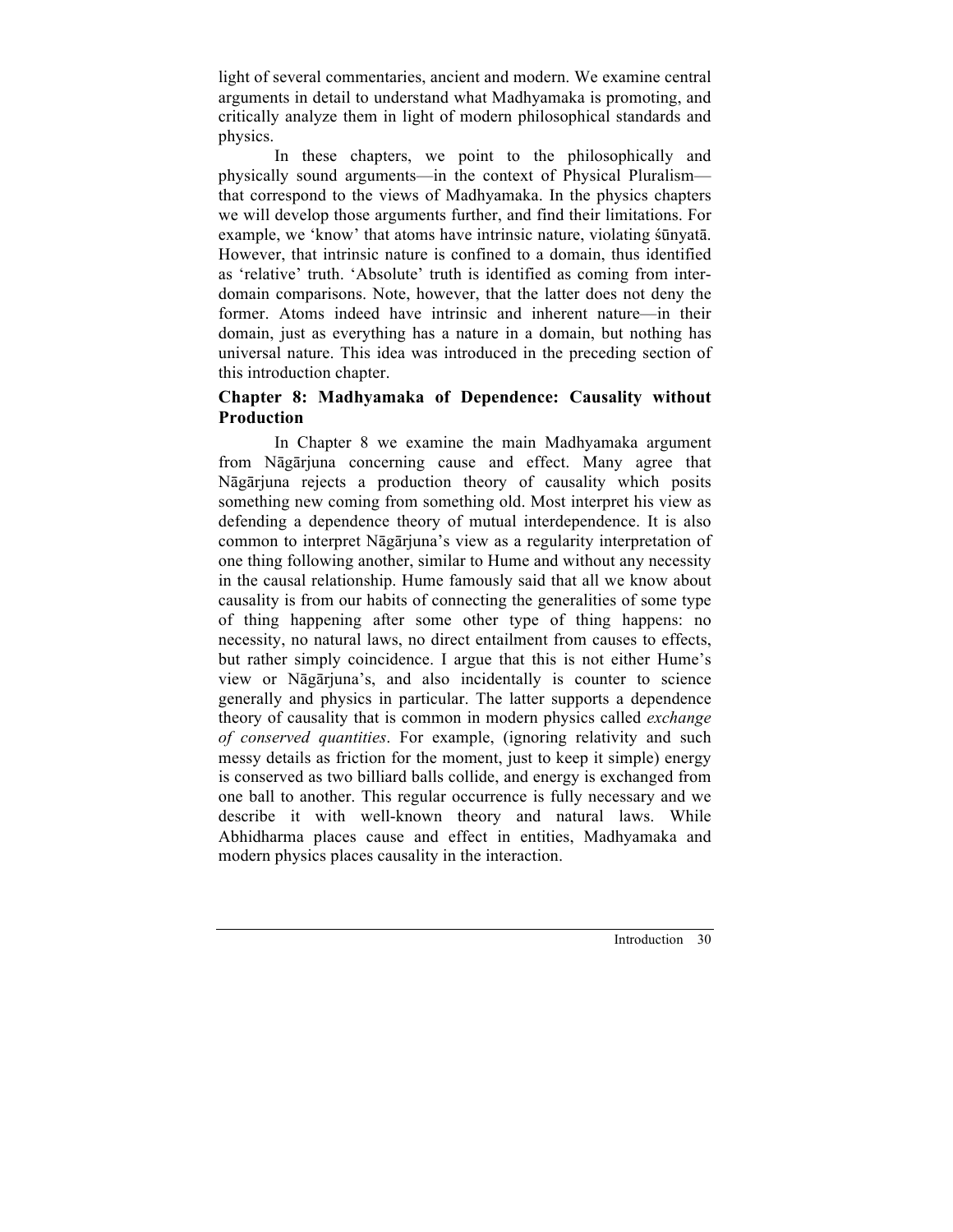light of several commentaries, ancient and modern. We examine central arguments in detail to understand what Madhyamaka is promoting, and critically analyze them in light of modern philosophical standards and physics.

In these chapters, we point to the philosophically and physically sound arguments—in the context of Physical Pluralism—that correspond to the views of Madhyamaka. In the physics chapters we will develop those arguments further, and find their limitations. For example, we 'know' that atoms have intrinsic nature, violating śūnyatā. However, that intrinsic nature is confined to a domain, thus identified as 'relative' truth. 'Absolute' truth is identified as coming from inter-domain comparisons. Note, however, that the latter does not deny the former. Atoms indeed have intrinsic and inherent nature—in their domain, just as everything has a nature in a domain, but nothing has universal nature. This idea was introduced in the preceding section of this introduction chapter.

### Chapter 8: Madhyamaka of Dependence: Causality without Production

In Chapter 8 we examine the main Madhyamaka argument from Nāgārjuna concerning cause and effect. Many agree that Nāgārjuna rejects a production theory of causality which posits something new coming from something old. Most interpret his view as defending a dependence theory of mutual interdependence. It is also common to interpret Nāgārjuna's view as a regularity interpretation of one thing following another, similar to Hume and without any necessity in the causal relationship. Hume famously said that all we know about causality is from our habits of connecting the generalities of some type of thing happening after some other type of thing happens: no necessity, no natural laws, no direct entailment from causes to effects, but rather simply coincidence. I argue that this is not either Hume's view or Nāgārjuna's, and also incidentally is counter to science generally and physics in particular. The latter supports a dependence theory of causality that is common in modern physics called *exchange of conserved quantities*. For example, (ignoring relativity and such messy details as friction for the moment, just to keep it simple) energy is conserved as two billiard balls collide, and energy is exchanged from one ball to another. This regular occurrence is fully necessary and we describe it with well-known theory and natural laws. While Abhidharma places cause and effect in entities, Madhyamaka and modern physics places causality in the interaction.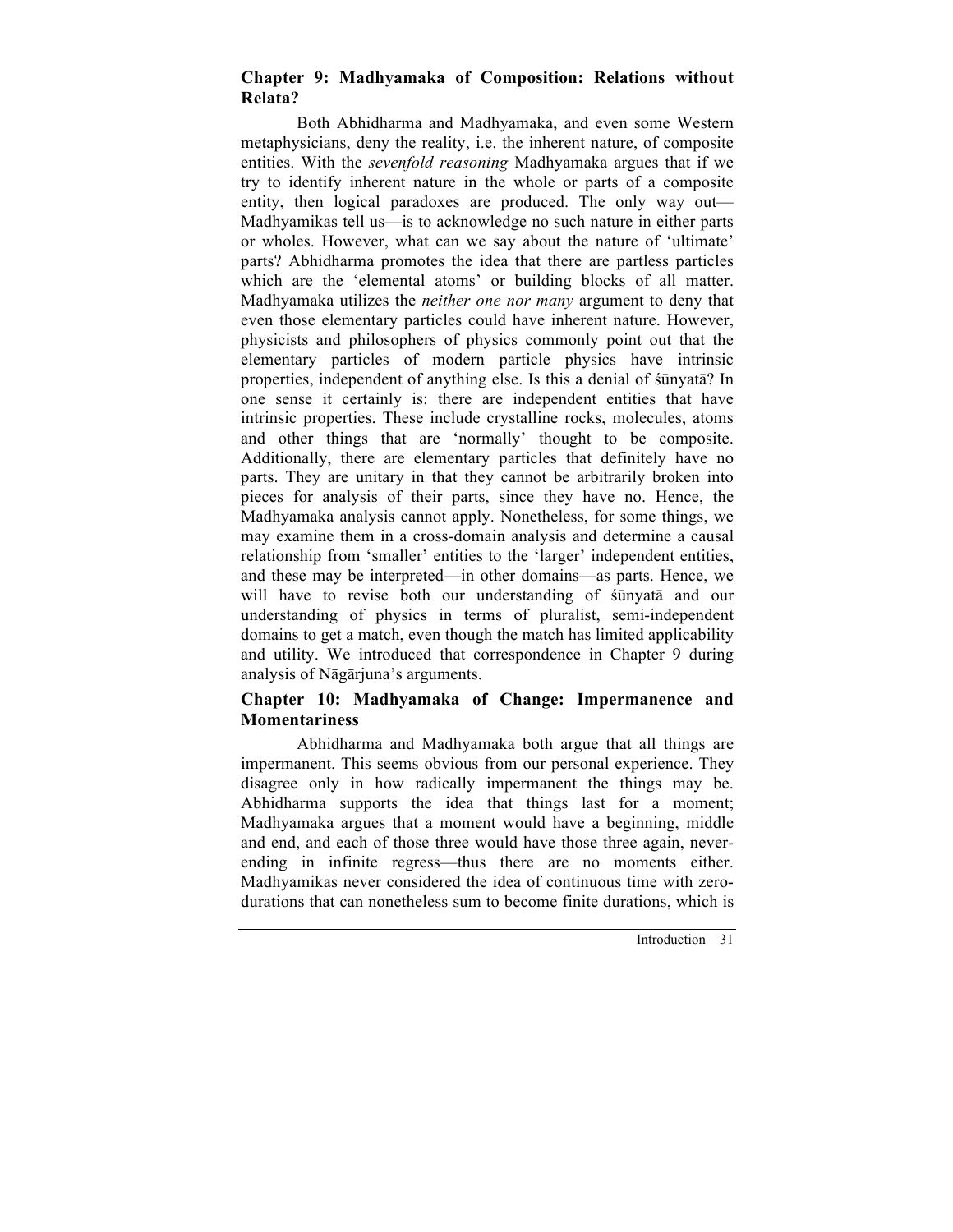## Chapter 9: Madhyamaka of Composition: Relations without Relata?

Both Abhidharma and Madhyamaka, and even some Western metaphysicians, deny the reality, i.e. the inherent nature, of composite entities. With the *sevenfold reasoning* Madhyamaka argues that if we try to identify inherent nature in the whole or parts of a composite entity, then logical paradoxes are produced. The only way out—Madhyamikas tell us—is to acknowledge no such nature in either parts or wholes. However, what can we say about the nature of 'ultimate' parts? Abhidharma promotes the idea that there are partless particles which are the 'elemental atoms' or building blocks of all matter. Madhyamaka utilizes the *neither one nor many* argument to deny that even those elementary particles could have inherent nature. However, physicists and philosophers of physics commonly point out that the elementary particles of modern particle physics have intrinsic properties, independent of anything else. Is this a denial of śūnyatā? In one sense it certainly is: there are independent entities that have intrinsic properties. These include crystalline rocks, molecules, atoms and other things that are 'normally' thought to be composite. Additionally, there are elementary particles that definitely have no parts. They are unitary in that they cannot be arbitrarily broken into pieces for analysis of their parts, since they have no. Hence, the Madhyamaka analysis cannot apply. Nonetheless, for some things, we may examine them in a cross-domain analysis and determine a causal relationship from 'smaller' entities to the 'larger' independent entities, and these may be interpreted—in other domains—as parts. Hence, we will have to revise both our understanding of śūnyatā and our understanding of physics in terms of pluralist, semi-independent domains to get a match, even though the match has limited applicability and utility. We introduced that correspondence in Chapter 9 during analysis of Nāgārjuna's arguments.

## Chapter 10: Madhyamaka of Change: Impermanence and Momentariness

Abhidharma and Madhyamaka both argue that all things are impermanent. This seems obvious from our personal experience. They disagree only in how radically impermanent the things may be. Abhidharma supports the idea that things last for a moment; Madhyamaka argues that a moment would have a beginning, middle and end, and each of those three would have those three again, never-ending in infinite regress—thus there are no moments either. Madhyamikas never considered the idea of continuous time with zero-durations that can nonetheless sum to become finite durations, which is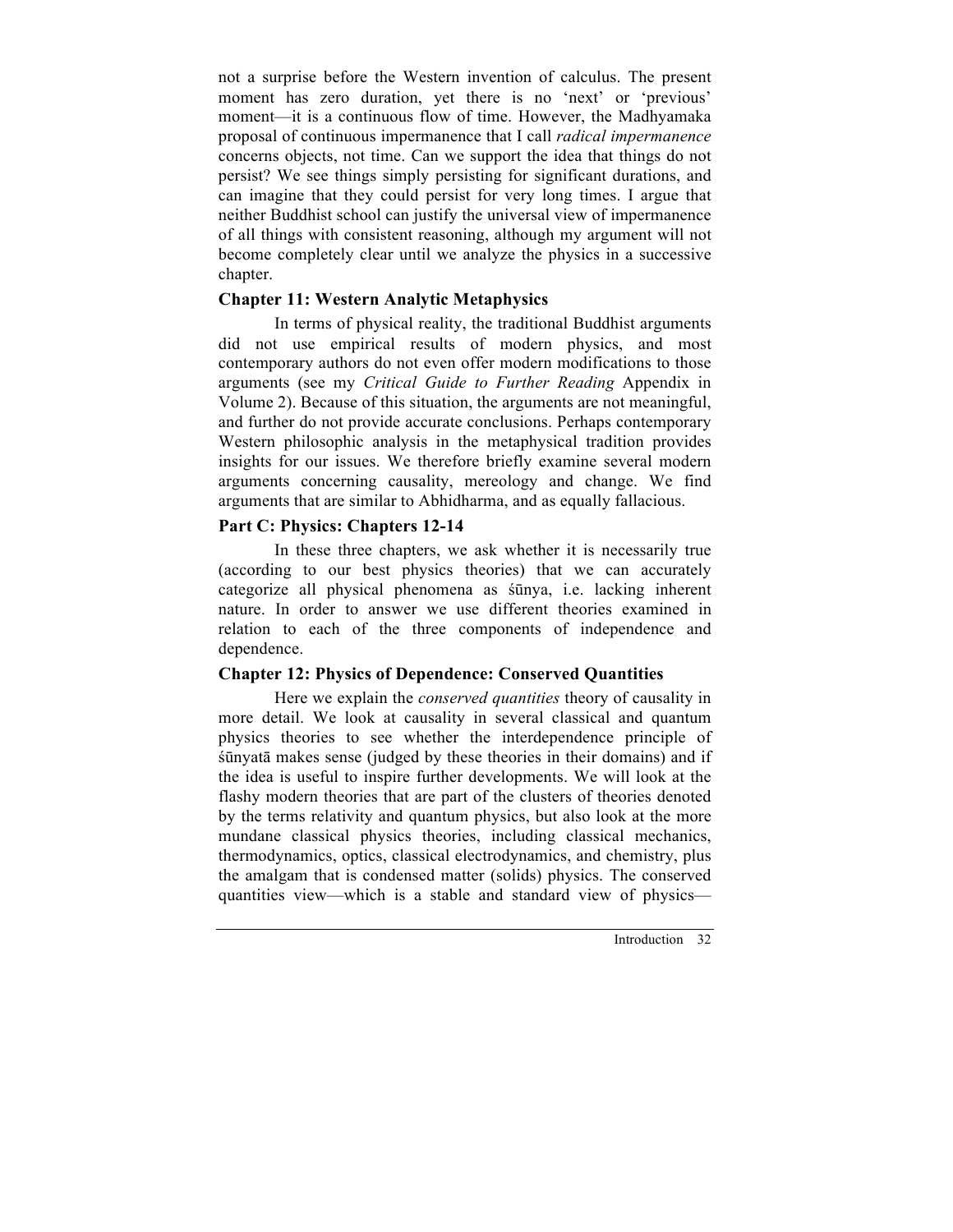not a surprise before the Western invention of calculus. The present moment has zero duration, yet there is no 'next' or 'previous' moment—it is a continuous flow of time. However, the Madhyamaka proposal of continuous impermanence that I call *radical impermanence* concerns objects, not time. Can we support the idea that things do not persist? We see things simply persisting for significant durations, and can imagine that they could persist for very long times. I argue that neither Buddhist school can justify the universal view of impermanence of all things with consistent reasoning, although my argument will not become completely clear until we analyze the physics in a successive chapter.

### Chapter 11: Western Analytic Metaphysics

In terms of physical reality, the traditional Buddhist arguments did not use empirical results of modern physics, and most contemporary authors do not even offer modern modifications to those arguments (see my *Critical Guide to Further Reading* Appendix in Volume 2). Because of this situation, the arguments are not meaningful, and further do not provide accurate conclusions. Perhaps contemporary Western philosophic analysis in the metaphysical tradition provides insights for our issues. We therefore briefly examine several modern arguments concerning causality, mereology and change. We find arguments that are similar to Abhidharma, and as equally fallacious.

## Part C: Physics: Chapters 12-14

In these three chapters, we ask whether it is necessarily true (according to our best physics theories) that we can accurately categorize all physical phenomena as śūnya, i.e. lacking inherent nature. In order to answer we use different theories examined in relation to each of the three components of independence and dependence.

### Chapter 12: Physics of Dependence: Conserved Quantities

Here we explain the *conserved quantities* theory of causality in more detail. We look at causality in several classical and quantum physics theories to see whether the interdependence principle of śūnyatā makes sense (judged by these theories in their domains) and if the idea is useful to inspire further developments. We will look at the flashy modern theories that are part of the clusters of theories denoted by the terms relativity and quantum physics, but also look at the more mundane classical physics theories, including classical mechanics, thermodynamics, optics, classical electrodynamics, and chemistry, plus the amalgam that is condensed matter (solids) physics. The conserved quantities view—which is a stable and standard view of physics—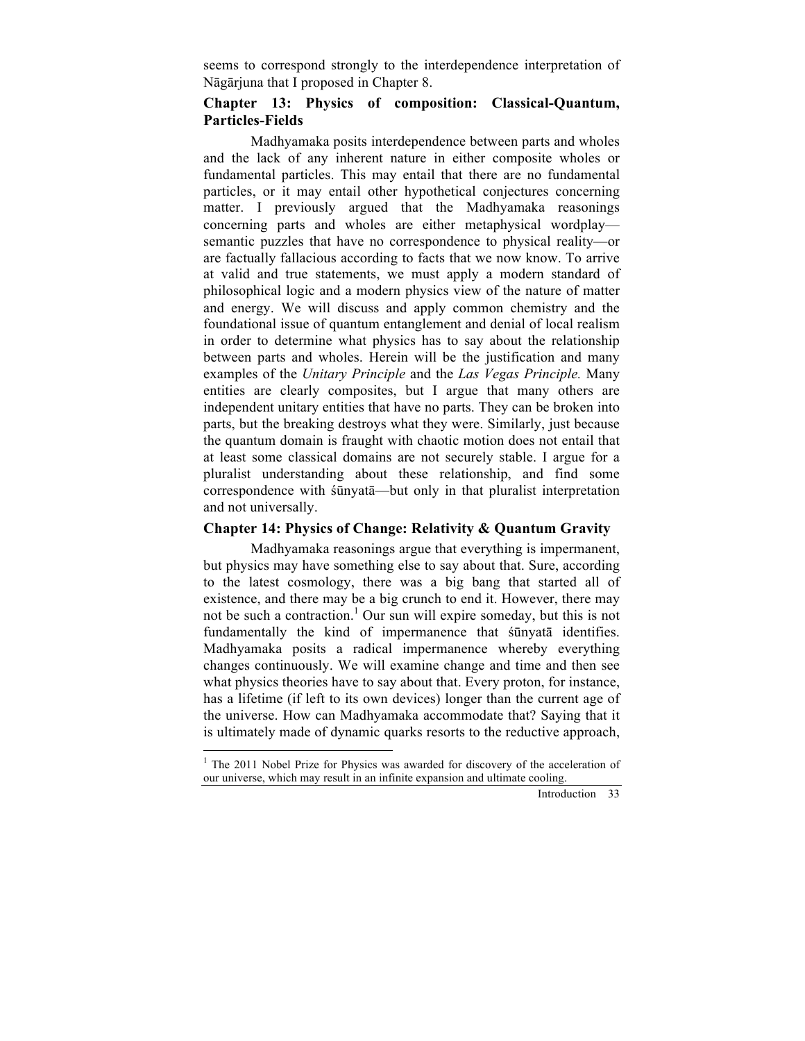seems to correspond strongly to the interdependence interpretation of Nāgārjuna that I proposed in Chapter 8.

### Chapter 13: Physics of composition: Classical-Quantum, Particles-Fields

Madhyamaka posits interdependence between parts and wholes and the lack of any inherent nature in either composite wholes or fundamental particles. This may entail that there are no fundamental particles, or it may entail other hypothetical conjectures concerning matter. I previously argued that the Madhyamaka reasonings concerning parts and wholes are either metaphysical wordplay—semantic puzzles that have no correspondence to physical reality—or are factually fallacious according to facts that we now know. To arrive at valid and true statements, we must apply a modern standard of philosophical logic and a modern physics view of the nature of matter and energy. We will discuss and apply common chemistry and the foundational issue of quantum entanglement and denial of local realism in order to determine what physics has to say about the relationship between parts and wholes. Herein will be the justification and many examples of the *Unitary Principle* and the *Las Vegas Principle.* Many entities are clearly composites, but I argue that many others are independent unitary entities that have no parts. They can be broken into parts, but the breaking destroys what they were. Similarly, just because the quantum domain is fraught with chaotic motion does not entail that at least some classical domains are not securely stable. I argue for a pluralist understanding about these relationship, and find some correspondence with śūnyatā—but only in that pluralist interpretation and not universally.

### Chapter 14: Physics of Change: Relativity & Quantum Gravity

Madhyamaka reasonings argue that everything is impermanent, but physics may have something else to say about that. Sure, according to the latest cosmology, there was a big bang that started all of existence, and there may be a big crunch to end it. However, there may not be such a contraction.[1] Our sun will expire someday, but this is not fundamentally the kind of impermanence that śūnyatā identifies. Madhyamaka posits a radical impermanence whereby everything changes continuously. We will examine change and time and then see what physics theories have to say about that. Every proton, for instance, has a lifetime (if left to its own devices) longer than the current age of the universe. How can Madhyamaka accommodate that? Saying that it is ultimately made of dynamic quarks resorts to the reductive approach,

[1] The 2011 Nobel Prize for Physics was awarded for discovery of the acceleration of our universe, which may result in an infinite expansion and ultimate cooling.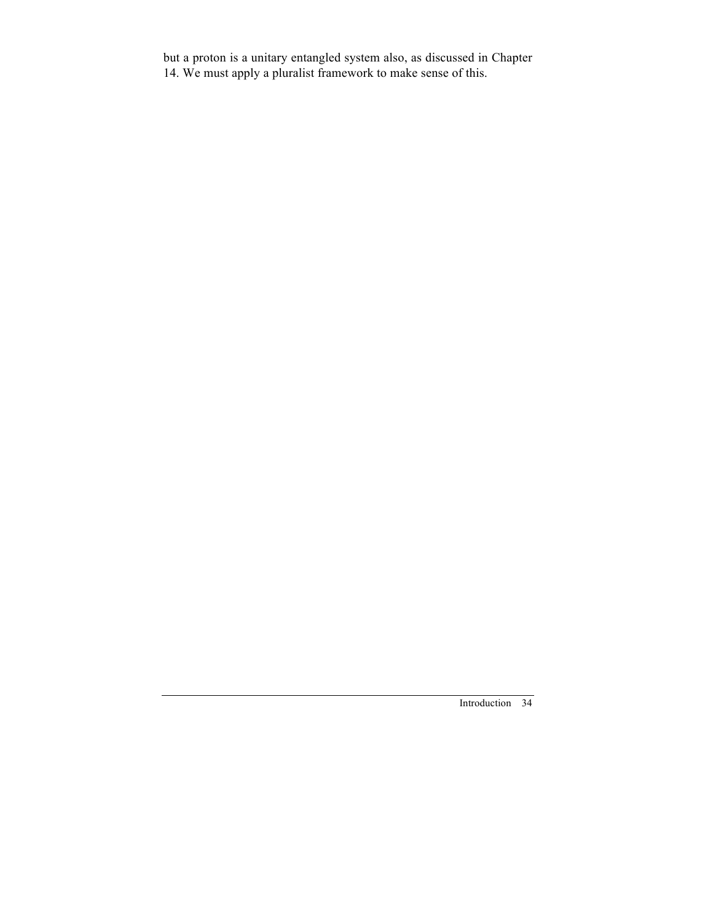but a proton is a unitary entangled system also, as discussed in Chapter 14. We must apply a pluralist framework to make sense of this.